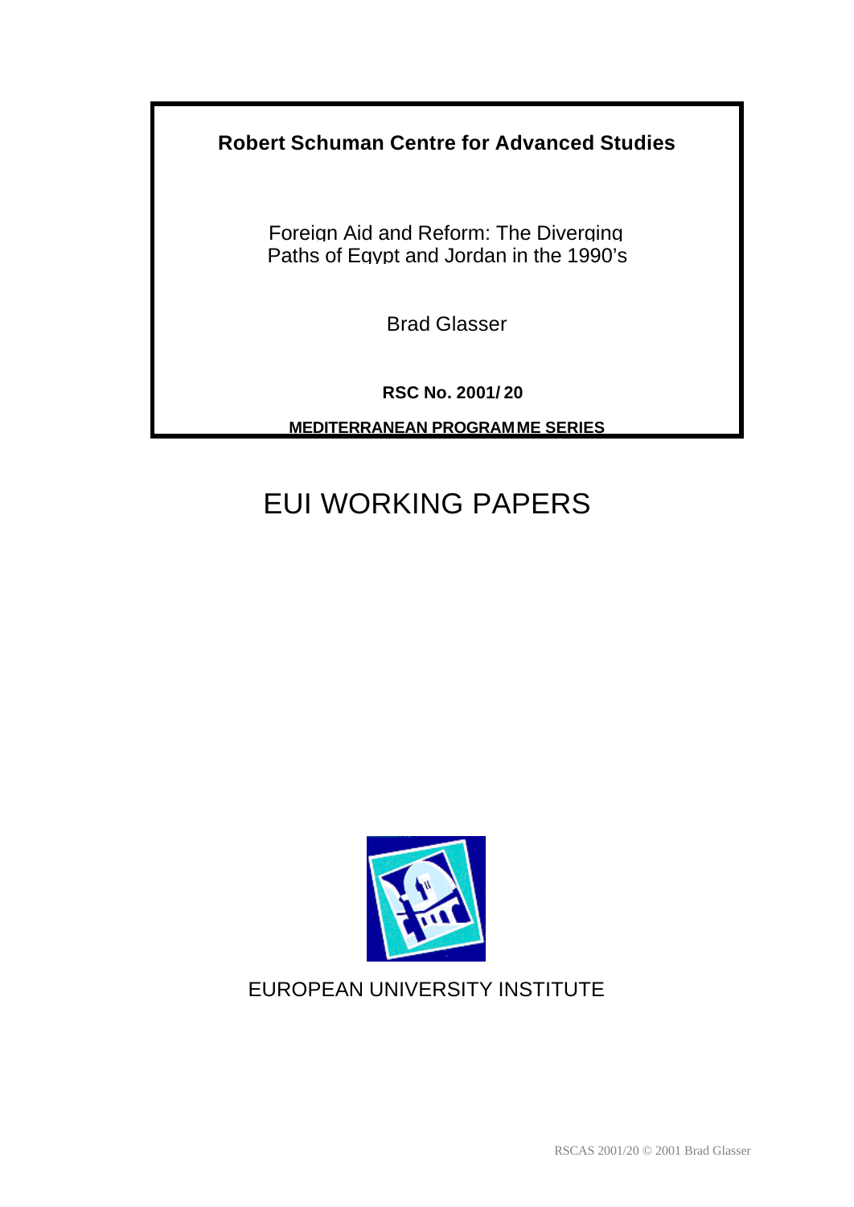**Robert Schuman Centre for Advanced Studies**

Foreign Aid and Reform: The Diverging Paths of Egypt and Jordan in the 1990's

Brad Glasser

**RSC No. 2001/20**

**MEDITERRANEAN PROGRAMME SERIES**

# EUI WORKING PAPERS

EUROPEAN UNIVERSITY INSTITUTE

RSCAS 2001/20 © 2001 Brad Glasser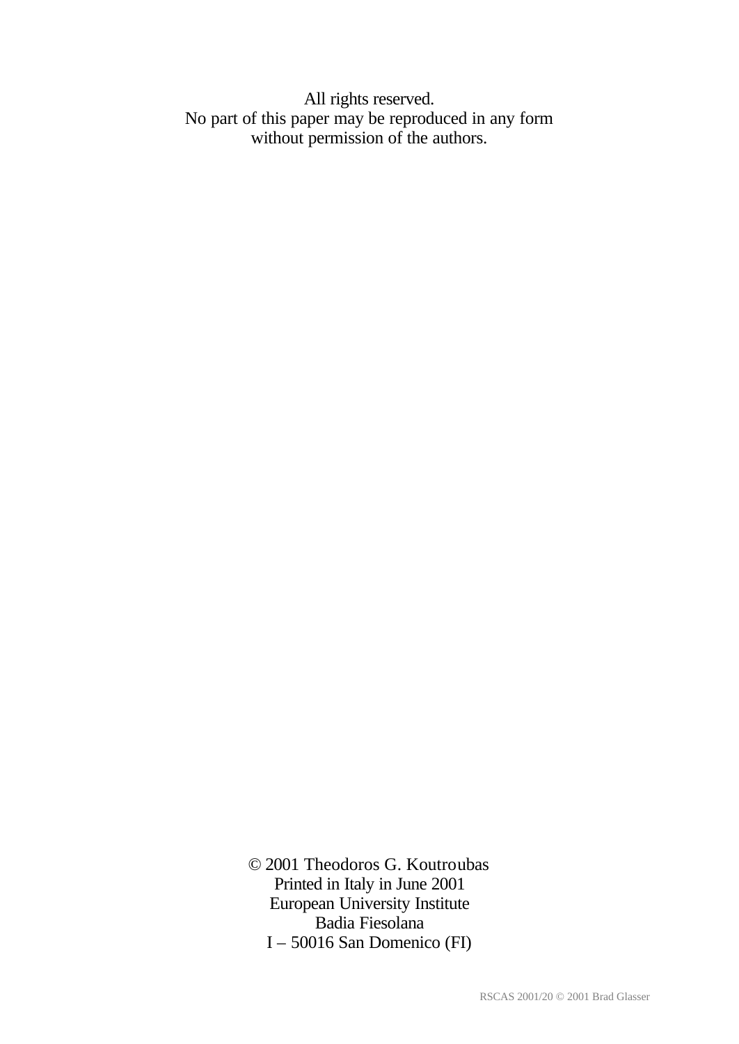All rights reserved.
No part of this paper may be reproduced in any form
without permission of the authors.

© 2001 Theodoros G. Koutroubas
Printed in Italy in June 2001
European University Institute
Badia Fiesolana
I – 50016 San Domenico (FI)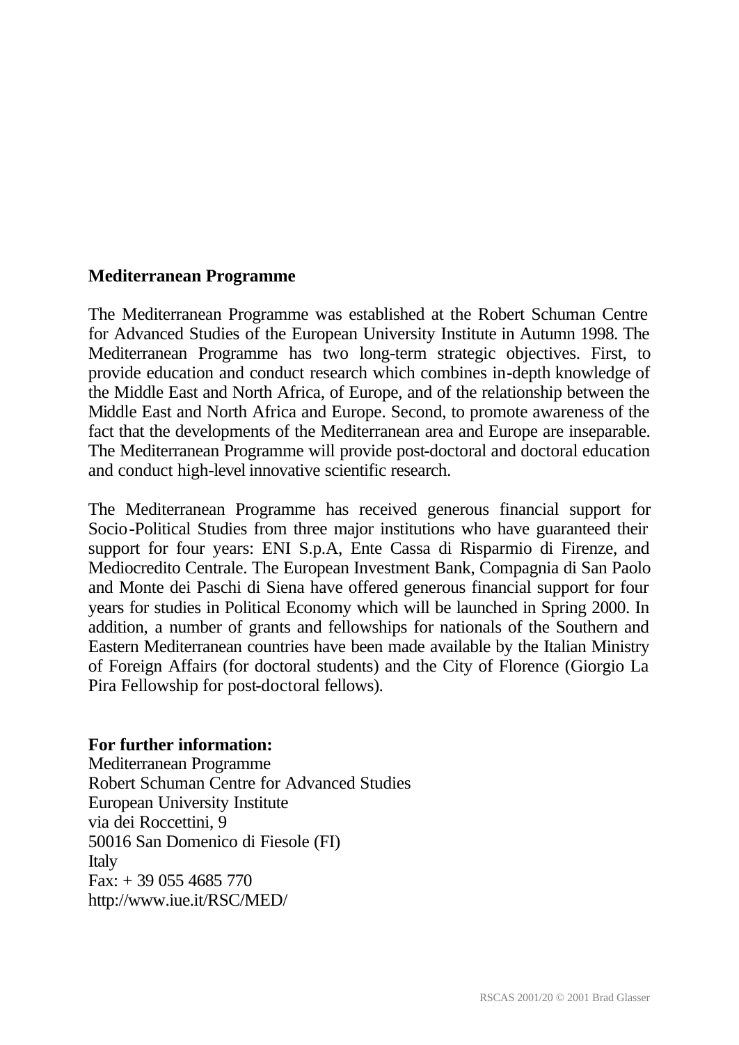**Mediterranean Programme**

The Mediterranean Programme was established at the Robert Schuman Centre for Advanced Studies of the European University Institute in Autumn 1998. The Mediterranean Programme has two long-term strategic objectives. First, to provide education and conduct research which combines in-depth knowledge of the Middle East and North Africa, of Europe, and of the relationship between the Middle East and North Africa and Europe. Second, to promote awareness of the fact that the developments of the Mediterranean area and Europe are inseparable. The Mediterranean Programme will provide post-doctoral and doctoral education and conduct high-level innovative scientific research.

The Mediterranean Programme has received generous financial support for Socio-Political Studies from three major institutions who have guaranteed their support for four years: ENI S.p.A, Ente Cassa di Risparmio di Firenze, and Mediocredito Centrale. The European Investment Bank, Compagnia di San Paolo and Monte dei Paschi di Siena have offered generous financial support for four years for studies in Political Economy which will be launched in Spring 2000. In addition, a number of grants and fellowships for nationals of the Southern and Eastern Mediterranean countries have been made available by the Italian Ministry of Foreign Affairs (for doctoral students) and the City of Florence (Giorgio La Pira Fellowship for post-doctoral fellows).

**For further information:**
Mediterranean Programme
Robert Schuman Centre for Advanced Studies
European University Institute
via dei Roccettini, 9
50016 San Domenico di Fiesole (FI)
Italy
Fax: + 39 055 4685 770
http://www.iue.it/RSC/MED/

RSCAS 2001/20 © 2001 Brad Glasser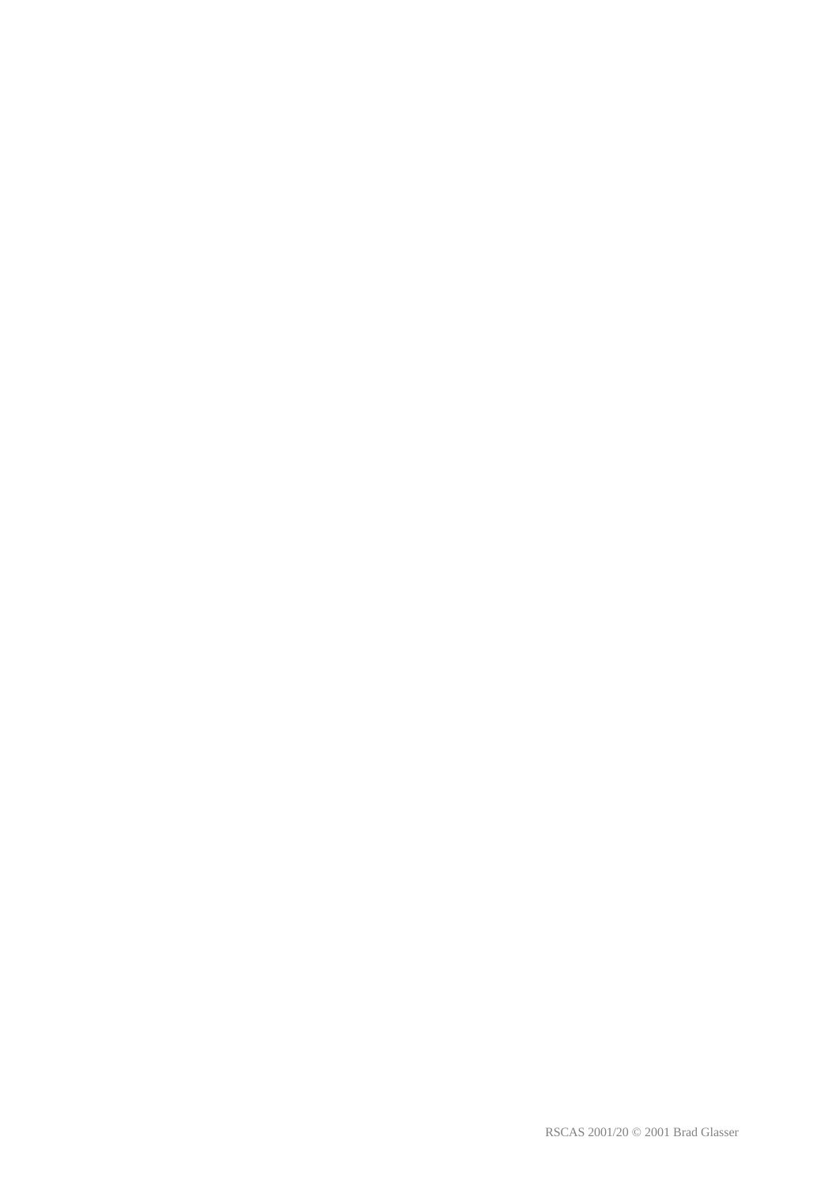RSCAS 2001/20 © 2001 Brad Glasser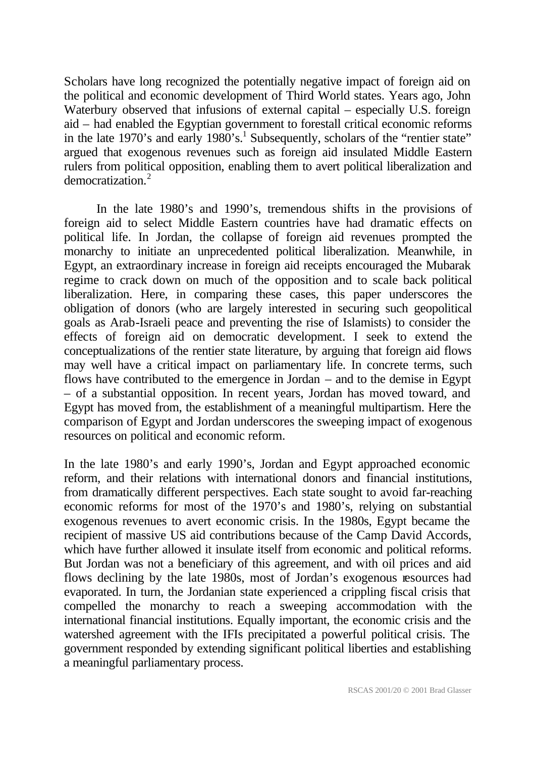Scholars have long recognized the potentially negative impact of foreign aid on the political and economic development of Third World states. Years ago, John Waterbury observed that infusions of external capital – especially U.S. foreign aid – had enabled the Egyptian government to forestall critical economic reforms in the late 1970's and early 1980's.[1] Subsequently, scholars of the "rentier state" argued that exogenous revenues such as foreign aid insulated Middle Eastern rulers from political opposition, enabling them to avert political liberalization and democratization.[2]

In the late 1980's and 1990's, tremendous shifts in the provisions of foreign aid to select Middle Eastern countries have had dramatic effects on political life. In Jordan, the collapse of foreign aid revenues prompted the monarchy to initiate an unprecedented political liberalization. Meanwhile, in Egypt, an extraordinary increase in foreign aid receipts encouraged the Mubarak regime to crack down on much of the opposition and to scale back political liberalization. Here, in comparing these cases, this paper underscores the obligation of donors (who are largely interested in securing such geopolitical goals as Arab-Israeli peace and preventing the rise of Islamists) to consider the effects of foreign aid on democratic development. I seek to extend the conceptualizations of the rentier state literature, by arguing that foreign aid flows may well have a critical impact on parliamentary life. In concrete terms, such flows have contributed to the emergence in Jordan – and to the demise in Egypt – of a substantial opposition. In recent years, Jordan has moved toward, and Egypt has moved from, the establishment of a meaningful multipartism. Here the comparison of Egypt and Jordan underscores the sweeping impact of exogenous resources on political and economic reform.

In the late 1980's and early 1990's, Jordan and Egypt approached economic reform, and their relations with international donors and financial institutions, from dramatically different perspectives. Each state sought to avoid far-reaching economic reforms for most of the 1970's and 1980's, relying on substantial exogenous revenues to avert economic crisis. In the 1980s, Egypt became the recipient of massive US aid contributions because of the Camp David Accords, which have further allowed it insulate itself from economic and political reforms. But Jordan was not a beneficiary of this agreement, and with oil prices and aid flows declining by the late 1980s, most of Jordan's exogenous resources had evaporated. In turn, the Jordanian state experienced a crippling fiscal crisis that compelled the monarchy to reach a sweeping accommodation with the international financial institutions. Equally important, the economic crisis and the watershed agreement with the IFIs precipitated a powerful political crisis. The government responded by extending significant political liberties and establishing a meaningful parliamentary process.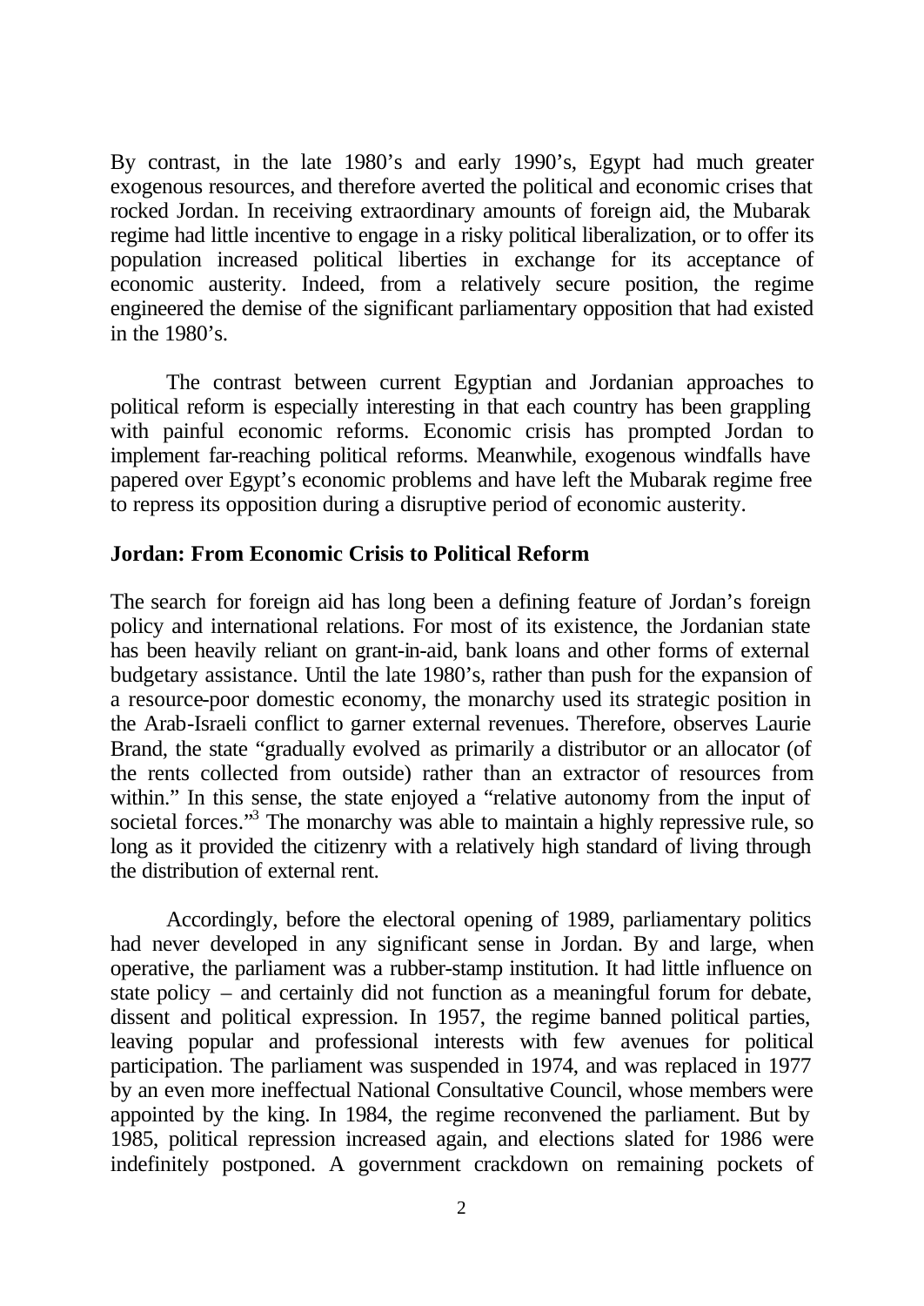By contrast, in the late 1980's and early 1990's, Egypt had much greater exogenous resources, and therefore averted the political and economic crises that rocked Jordan. In receiving extraordinary amounts of foreign aid, the Mubarak regime had little incentive to engage in a risky political liberalization, or to offer its population increased political liberties in exchange for its acceptance of economic austerity. Indeed, from a relatively secure position, the regime engineered the demise of the significant parliamentary opposition that had existed in the 1980's.

The contrast between current Egyptian and Jordanian approaches to political reform is especially interesting in that each country has been grappling with painful economic reforms. Economic crisis has prompted Jordan to implement far-reaching political reforms. Meanwhile, exogenous windfalls have papered over Egypt's economic problems and have left the Mubarak regime free to repress its opposition during a disruptive period of economic austerity.

**Jordan: From Economic Crisis to Political Reform**

The search for foreign aid has long been a defining feature of Jordan's foreign policy and international relations. For most of its existence, the Jordanian state has been heavily reliant on grant-in-aid, bank loans and other forms of external budgetary assistance. Until the late 1980's, rather than push for the expansion of a resource-poor domestic economy, the monarchy used its strategic position in the Arab-Israeli conflict to garner external revenues. Therefore, observes Laurie Brand, the state "gradually evolved as primarily a distributor or an allocator (of the rents collected from outside) rather than an extractor of resources from within." In this sense, the state enjoyed a "relative autonomy from the input of societal forces."[3] The monarchy was able to maintain a highly repressive rule, so long as it provided the citizenry with a relatively high standard of living through the distribution of external rent.

Accordingly, before the electoral opening of 1989, parliamentary politics had never developed in any significant sense in Jordan. By and large, when operative, the parliament was a rubber-stamp institution. It had little influence on state policy – and certainly did not function as a meaningful forum for debate, dissent and political expression. In 1957, the regime banned political parties, leaving popular and professional interests with few avenues for political participation. The parliament was suspended in 1974, and was replaced in 1977 by an even more ineffectual National Consultative Council, whose members were appointed by the king. In 1984, the regime reconvened the parliament. But by 1985, political repression increased again, and elections slated for 1986 were indefinitely postponed. A government crackdown on remaining pockets of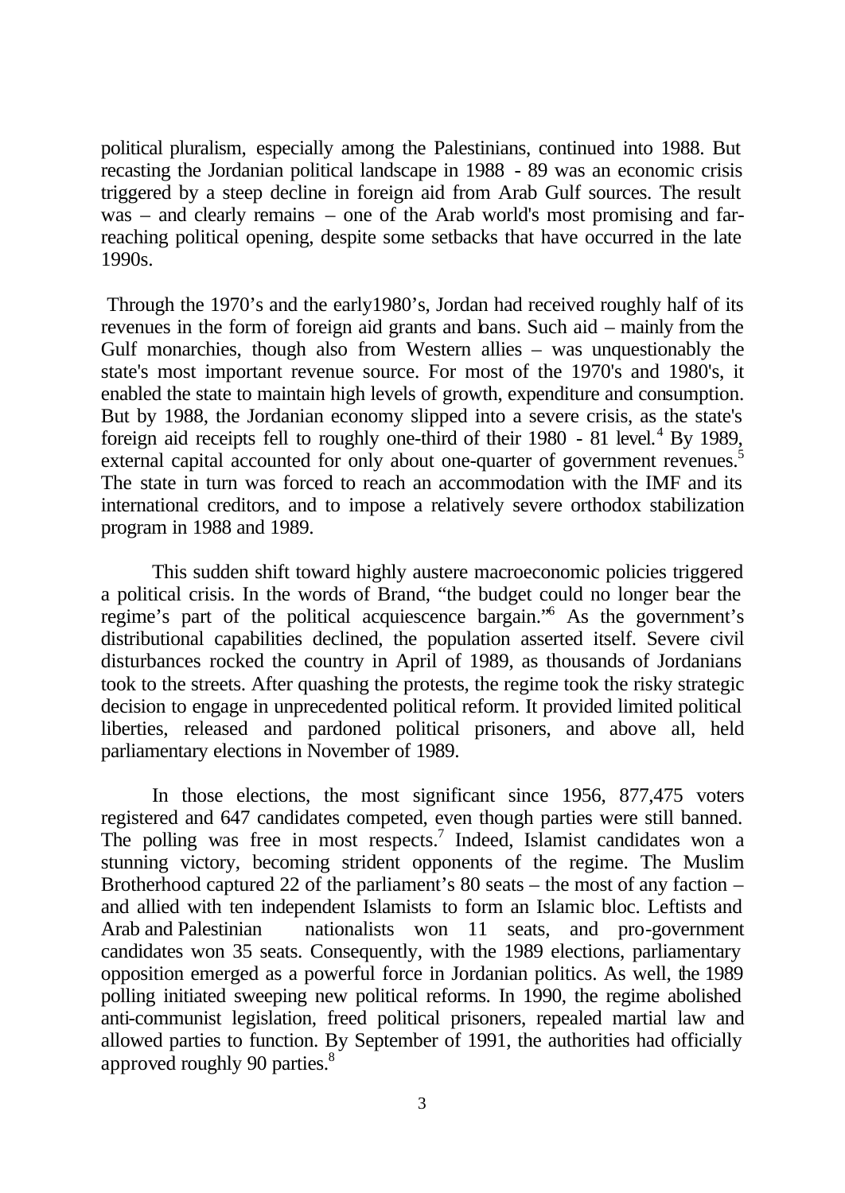political pluralism, especially among the Palestinians, continued into 1988. But recasting the Jordanian political landscape in 1988 - 89 was an economic crisis triggered by a steep decline in foreign aid from Arab Gulf sources. The result was – and clearly remains – one of the Arab world's most promising and far-reaching political opening, despite some setbacks that have occurred in the late 1990s.

Through the 1970's and the early1980's, Jordan had received roughly half of its revenues in the form of foreign aid grants and loans. Such aid – mainly from the Gulf monarchies, though also from Western allies – was unquestionably the state's most important revenue source. For most of the 1970's and 1980's, it enabled the state to maintain high levels of growth, expenditure and consumption. But by 1988, the Jordanian economy slipped into a severe crisis, as the state's foreign aid receipts fell to roughly one-third of their 1980 - 81 level.[4] By 1989, external capital accounted for only about one-quarter of government revenues.[5] The state in turn was forced to reach an accommodation with the IMF and its international creditors, and to impose a relatively severe orthodox stabilization program in 1988 and 1989.

This sudden shift toward highly austere macroeconomic policies triggered a political crisis. In the words of Brand, "the budget could no longer bear the regime's part of the political acquiescence bargain."[6] As the government's distributional capabilities declined, the population asserted itself. Severe civil disturbances rocked the country in April of 1989, as thousands of Jordanians took to the streets. After quashing the protests, the regime took the risky strategic decision to engage in unprecedented political reform. It provided limited political liberties, released and pardoned political prisoners, and above all, held parliamentary elections in November of 1989.

In those elections, the most significant since 1956, 877,475 voters registered and 647 candidates competed, even though parties were still banned. The polling was free in most respects.[7] Indeed, Islamist candidates won a stunning victory, becoming strident opponents of the regime. The Muslim Brotherhood captured 22 of the parliament's 80 seats – the most of any faction – and allied with ten independent Islamists to form an Islamic bloc. Leftists and Arab and Palestinian nationalists won 11 seats, and pro-government candidates won 35 seats. Consequently, with the 1989 elections, parliamentary opposition emerged as a powerful force in Jordanian politics. As well, the 1989 polling initiated sweeping new political reforms. In 1990, the regime abolished anti-communist legislation, freed political prisoners, repealed martial law and allowed parties to function. By September of 1991, the authorities had officially approved roughly 90 parties.[8]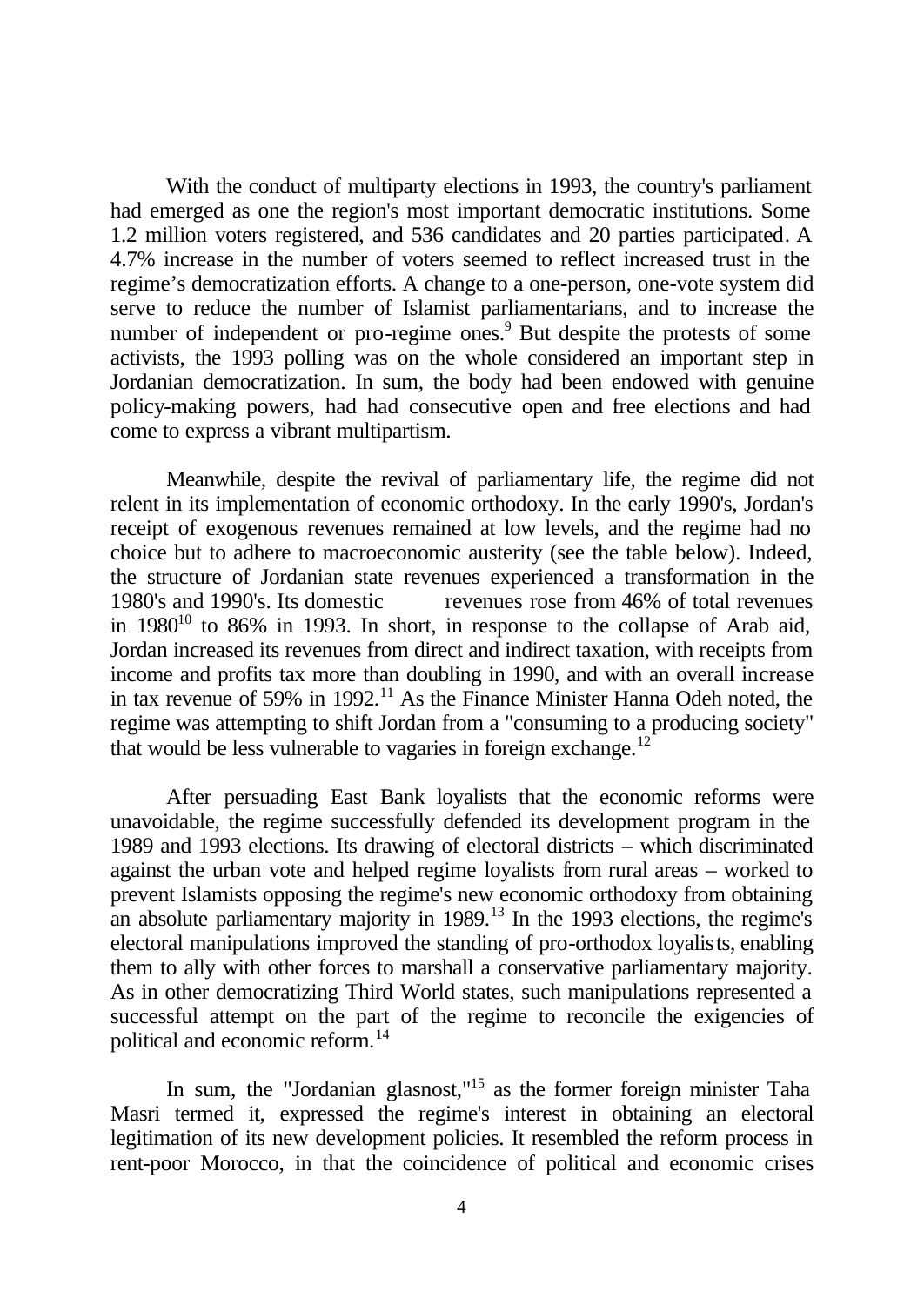With the conduct of multiparty elections in 1993, the country's parliament had emerged as one the region's most important democratic institutions. Some 1.2 million voters registered, and 536 candidates and 20 parties participated. A 4.7% increase in the number of voters seemed to reflect increased trust in the regime's democratization efforts. A change to a one-person, one-vote system did serve to reduce the number of Islamist parliamentarians, and to increase the number of independent or pro-regime ones.[9] But despite the protests of some activists, the 1993 polling was on the whole considered an important step in Jordanian democratization. In sum, the body had been endowed with genuine policy-making powers, had had consecutive open and free elections and had come to express a vibrant multipartism.

Meanwhile, despite the revival of parliamentary life, the regime did not relent in its implementation of economic orthodoxy. In the early 1990's, Jordan's receipt of exogenous revenues remained at low levels, and the regime had no choice but to adhere to macroeconomic austerity (see the table below). Indeed, the structure of Jordanian state revenues experienced a transformation in the 1980's and 1990's. Its domestic revenues rose from 46% of total revenues in 1980[10] to 86% in 1993. In short, in response to the collapse of Arab aid, Jordan increased its revenues from direct and indirect taxation, with receipts from income and profits tax more than doubling in 1990, and with an overall increase in tax revenue of 59% in 1992.[11] As the Finance Minister Hanna Odeh noted, the regime was attempting to shift Jordan from a "consuming to a producing society" that would be less vulnerable to vagaries in foreign exchange.[12]

After persuading East Bank loyalists that the economic reforms were unavoidable, the regime successfully defended its development program in the 1989 and 1993 elections. Its drawing of electoral districts – which discriminated against the urban vote and helped regime loyalists from rural areas – worked to prevent Islamists opposing the regime's new economic orthodoxy from obtaining an absolute parliamentary majority in 1989.[13] In the 1993 elections, the regime's electoral manipulations improved the standing of pro-orthodox loyalists, enabling them to ally with other forces to marshall a conservative parliamentary majority. As in other democratizing Third World states, such manipulations represented a successful attempt on the part of the regime to reconcile the exigencies of political and economic reform.[14]

In sum, the "Jordanian glasnost,"[15] as the former foreign minister Taha Masri termed it, expressed the regime's interest in obtaining an electoral legitimation of its new development policies. It resembled the reform process in rent-poor Morocco, in that the coincidence of political and economic crises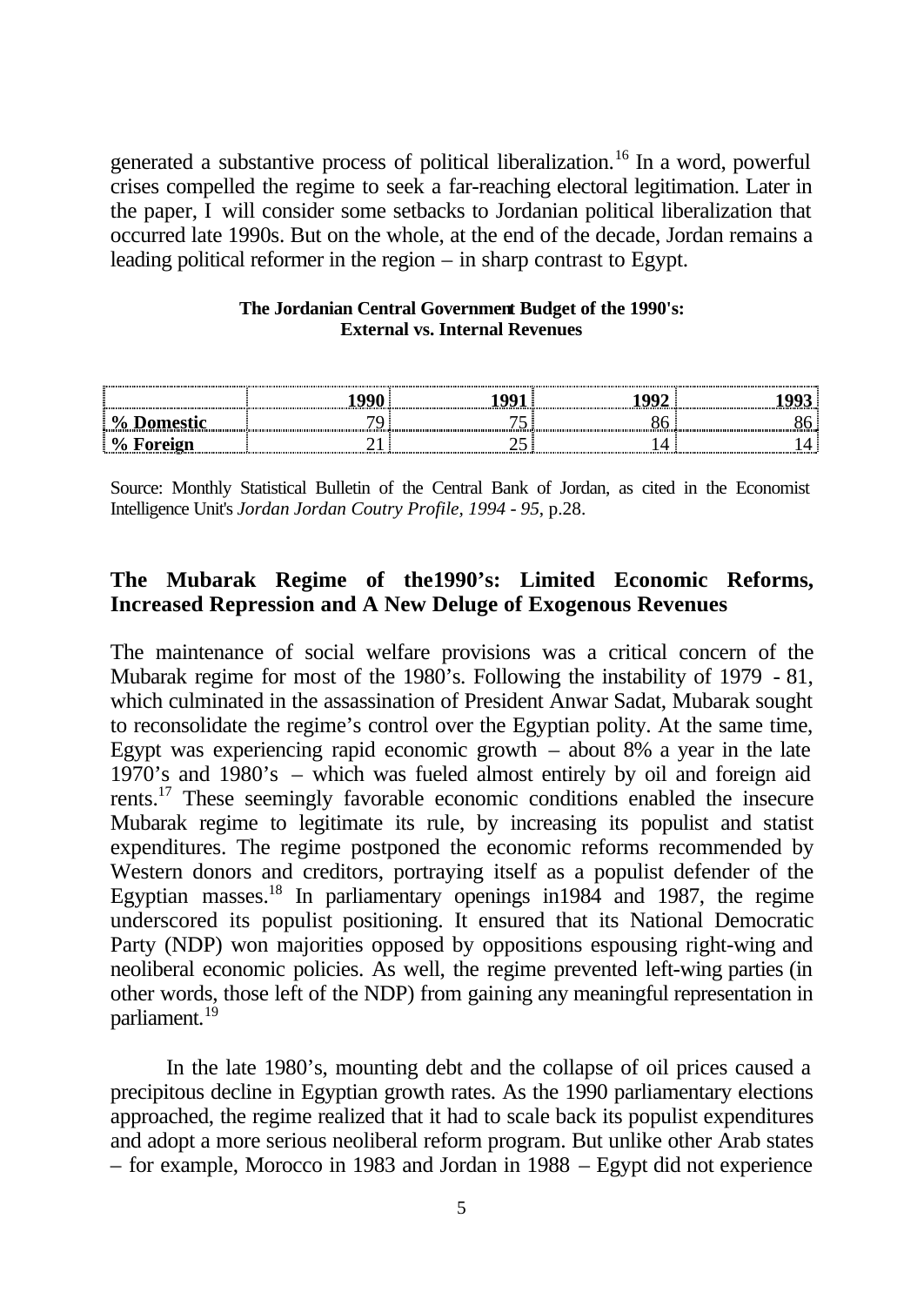generated a substantive process of political liberalization.[16] In a word, powerful crises compelled the regime to seek a far-reaching electoral legitimation. Later in the paper, I will consider some setbacks to Jordanian political liberalization that occurred late 1990s. But on the whole, at the end of the decade, Jordan remains a leading political reformer in the region – in sharp contrast to Egypt.

**The Jordanian Central Government Budget of the 1990's: External vs. Internal Revenues**

| | 1990 | 1991 | 1992 | 1993 |
|---|---|---|---|---|
| **% Domestic** | 79 | 75 | 86 | 86 |
| **% Foreign** | 21 | 25 | 14 | 14 |

Source: Monthly Statistical Bulletin of the Central Bank of Jordan, as cited in the Economist Intelligence Unit's *Jordan Jordan Coutry Profile, 1994 - 95*, p.28.

## The Mubarak Regime of the1990's: Limited Economic Reforms, Increased Repression and A New Deluge of Exogenous Revenues

The maintenance of social welfare provisions was a critical concern of the Mubarak regime for most of the 1980's. Following the instability of 1979 - 81, which culminated in the assassination of President Anwar Sadat, Mubarak sought to reconsolidate the regime's control over the Egyptian polity. At the same time, Egypt was experiencing rapid economic growth – about 8% a year in the late 1970's and 1980's – which was fueled almost entirely by oil and foreign aid rents.[17] These seemingly favorable economic conditions enabled the insecure Mubarak regime to legitimate its rule, by increasing its populist and statist expenditures. The regime postponed the economic reforms recommended by Western donors and creditors, portraying itself as a populist defender of the Egyptian masses.[18] In parliamentary openings in1984 and 1987, the regime underscored its populist positioning. It ensured that its National Democratic Party (NDP) won majorities opposed by oppositions espousing right-wing and neoliberal economic policies. As well, the regime prevented left-wing parties (in other words, those left of the NDP) from gaining any meaningful representation in parliament.[19]

In the late 1980's, mounting debt and the collapse of oil prices caused a precipitous decline in Egyptian growth rates. As the 1990 parliamentary elections approached, the regime realized that it had to scale back its populist expenditures and adopt a more serious neoliberal reform program. But unlike other Arab states – for example, Morocco in 1983 and Jordan in 1988 – Egypt did not experience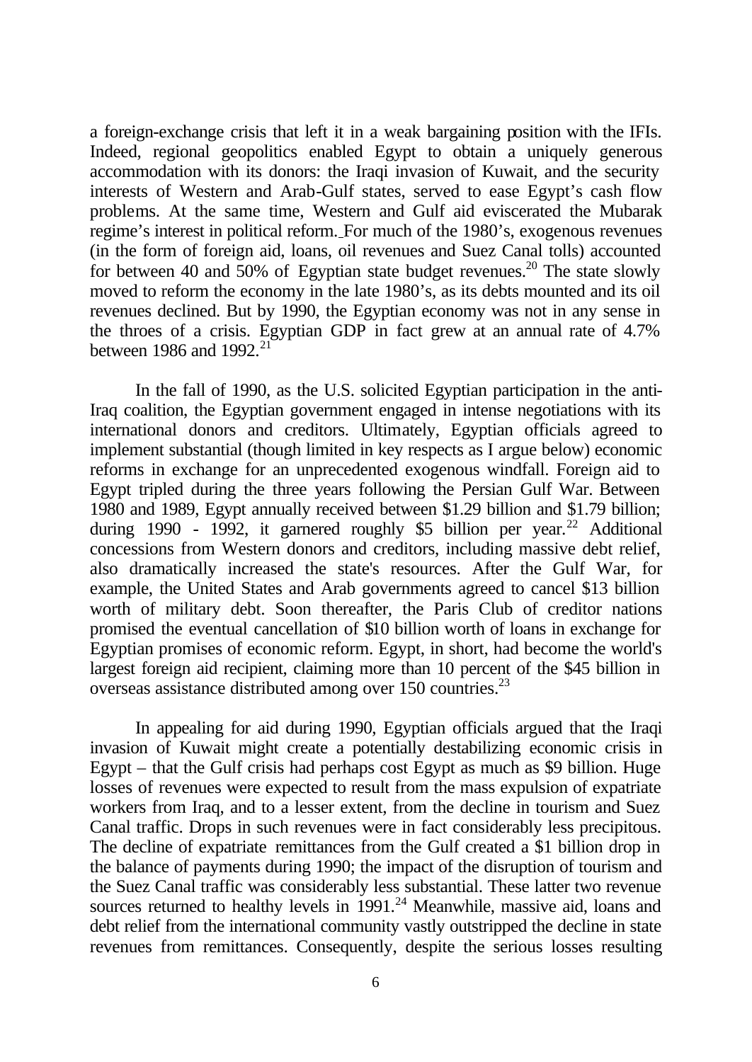a foreign-exchange crisis that left it in a weak bargaining position with the IFIs. Indeed, regional geopolitics enabled Egypt to obtain a uniquely generous accommodation with its donors: the Iraqi invasion of Kuwait, and the security interests of Western and Arab-Gulf states, served to ease Egypt's cash flow problems. At the same time, Western and Gulf aid eviscerated the Mubarak regime's interest in political reform. For much of the 1980's, exogenous revenues (in the form of foreign aid, loans, oil revenues and Suez Canal tolls) accounted for between 40 and 50% of Egyptian state budget revenues.[20] The state slowly moved to reform the economy in the late 1980's, as its debts mounted and its oil revenues declined. But by 1990, the Egyptian economy was not in any sense in the throes of a crisis. Egyptian GDP in fact grew at an annual rate of 4.7% between 1986 and 1992.[21]

In the fall of 1990, as the U.S. solicited Egyptian participation in the anti-Iraq coalition, the Egyptian government engaged in intense negotiations with its international donors and creditors. Ultimately, Egyptian officials agreed to implement substantial (though limited in key respects as I argue below) economic reforms in exchange for an unprecedented exogenous windfall. Foreign aid to Egypt tripled during the three years following the Persian Gulf War. Between 1980 and 1989, Egypt annually received between $1.29 billion and $1.79 billion; during 1990 - 1992, it garnered roughly $5 billion per year.[22] Additional concessions from Western donors and creditors, including massive debt relief, also dramatically increased the state's resources. After the Gulf War, for example, the United States and Arab governments agreed to cancel $13 billion worth of military debt. Soon thereafter, the Paris Club of creditor nations promised the eventual cancellation of $10 billion worth of loans in exchange for Egyptian promises of economic reform. Egypt, in short, had become the world's largest foreign aid recipient, claiming more than 10 percent of the $45 billion in overseas assistance distributed among over 150 countries.[23]

In appealing for aid during 1990, Egyptian officials argued that the Iraqi invasion of Kuwait might create a potentially destabilizing economic crisis in Egypt – that the Gulf crisis had perhaps cost Egypt as much as $9 billion. Huge losses of revenues were expected to result from the mass expulsion of expatriate workers from Iraq, and to a lesser extent, from the decline in tourism and Suez Canal traffic. Drops in such revenues were in fact considerably less precipitous. The decline of expatriate remittances from the Gulf created a $1 billion drop in the balance of payments during 1990; the impact of the disruption of tourism and the Suez Canal traffic was considerably less substantial. These latter two revenue sources returned to healthy levels in 1991.[24] Meanwhile, massive aid, loans and debt relief from the international community vastly outstripped the decline in state revenues from remittances. Consequently, despite the serious losses resulting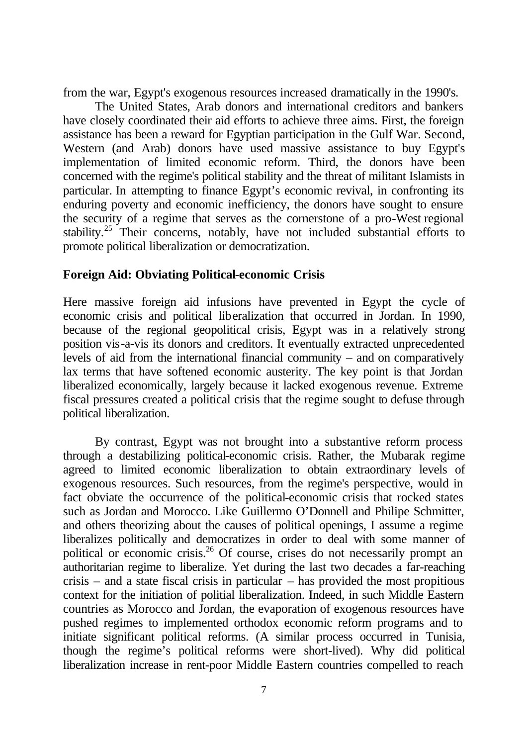from the war, Egypt's exogenous resources increased dramatically in the 1990's.

The United States, Arab donors and international creditors and bankers have closely coordinated their aid efforts to achieve three aims. First, the foreign assistance has been a reward for Egyptian participation in the Gulf War. Second, Western (and Arab) donors have used massive assistance to buy Egypt's implementation of limited economic reform. Third, the donors have been concerned with the regime's political stability and the threat of militant Islamists in particular. In attempting to finance Egypt's economic revival, in confronting its enduring poverty and economic inefficiency, the donors have sought to ensure the security of a regime that serves as the cornerstone of a pro-West regional stability.[25] Their concerns, notably, have not included substantial efforts to promote political liberalization or democratization.

## Foreign Aid: Obviating Political-economic Crisis

Here massive foreign aid infusions have prevented in Egypt the cycle of economic crisis and political liberalization that occurred in Jordan. In 1990, because of the regional geopolitical crisis, Egypt was in a relatively strong position vis-a-vis its donors and creditors. It eventually extracted unprecedented levels of aid from the international financial community – and on comparatively lax terms that have softened economic austerity. The key point is that Jordan liberalized economically, largely because it lacked exogenous revenue. Extreme fiscal pressures created a political crisis that the regime sought to defuse through political liberalization.

By contrast, Egypt was not brought into a substantive reform process through a destabilizing political-economic crisis. Rather, the Mubarak regime agreed to limited economic liberalization to obtain extraordinary levels of exogenous resources. Such resources, from the regime's perspective, would in fact obviate the occurrence of the political-economic crisis that rocked states such as Jordan and Morocco. Like Guillermo O'Donnell and Philipe Schmitter, and others theorizing about the causes of political openings, I assume a regime liberalizes politically and democratizes in order to deal with some manner of political or economic crisis.[26] Of course, crises do not necessarily prompt an authoritarian regime to liberalize. Yet during the last two decades a far-reaching crisis – and a state fiscal crisis in particular – has provided the most propitious context for the initiation of politial liberalization. Indeed, in such Middle Eastern countries as Morocco and Jordan, the evaporation of exogenous resources have pushed regimes to implemented orthodox economic reform programs and to initiate significant political reforms. (A similar process occurred in Tunisia, though the regime's political reforms were short-lived). Why did political liberalization increase in rent-poor Middle Eastern countries compelled to reach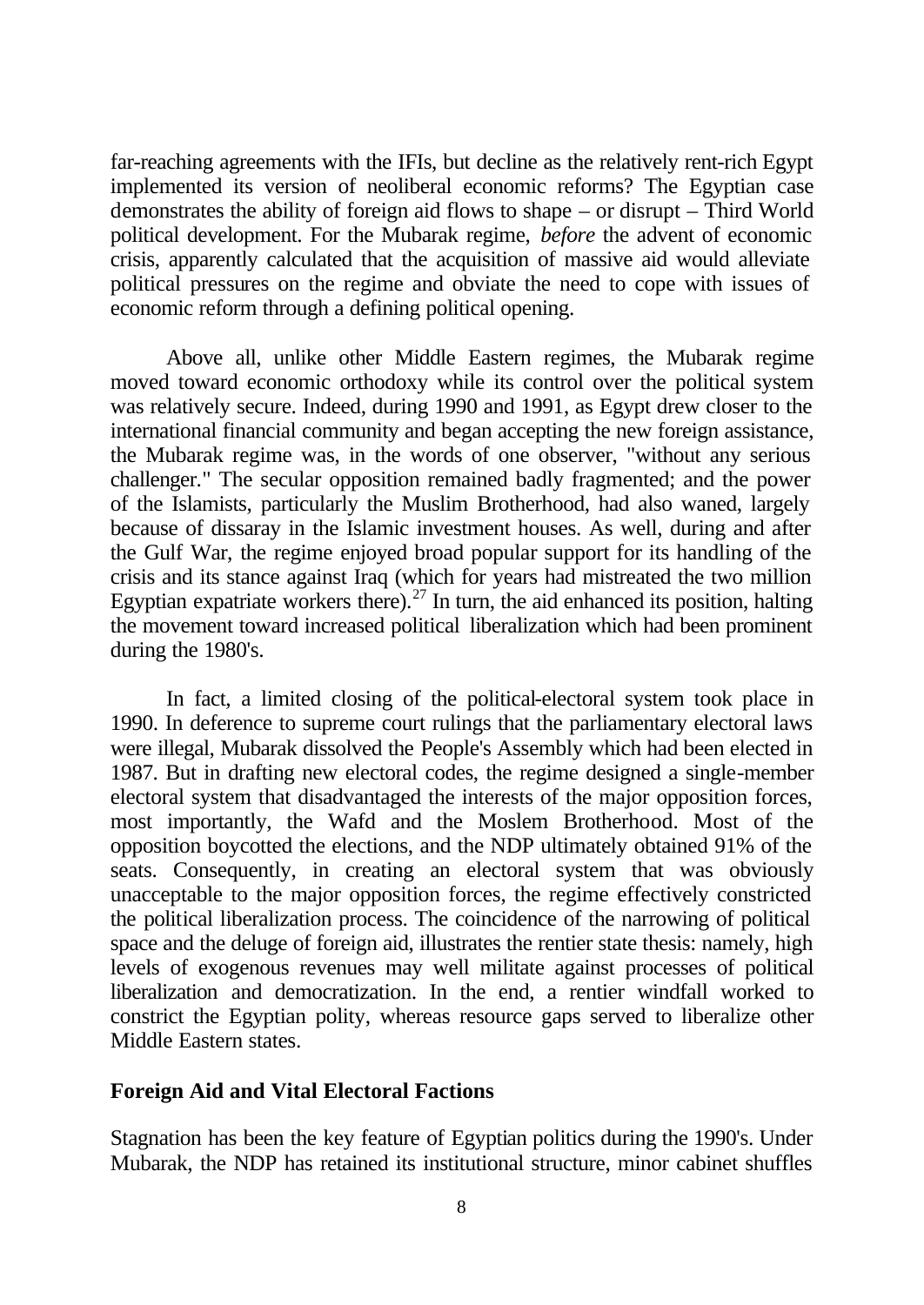far-reaching agreements with the IFIs, but decline as the relatively rent-rich Egypt implemented its version of neoliberal economic reforms? The Egyptian case demonstrates the ability of foreign aid flows to shape – or disrupt – Third World political development. For the Mubarak regime, *before* the advent of economic crisis, apparently calculated that the acquisition of massive aid would alleviate political pressures on the regime and obviate the need to cope with issues of economic reform through a defining political opening.

Above all, unlike other Middle Eastern regimes, the Mubarak regime moved toward economic orthodoxy while its control over the political system was relatively secure. Indeed, during 1990 and 1991, as Egypt drew closer to the international financial community and began accepting the new foreign assistance, the Mubarak regime was, in the words of one observer, "without any serious challenger." The secular opposition remained badly fragmented; and the power of the Islamists, particularly the Muslim Brotherhood, had also waned, largely because of dissaray in the Islamic investment houses. As well, during and after the Gulf War, the regime enjoyed broad popular support for its handling of the crisis and its stance against Iraq (which for years had mistreated the two million Egyptian expatriate workers there).[27] In turn, the aid enhanced its position, halting the movement toward increased political liberalization which had been prominent during the 1980's.

In fact, a limited closing of the political-electoral system took place in 1990. In deference to supreme court rulings that the parliamentary electoral laws were illegal, Mubarak dissolved the People's Assembly which had been elected in 1987. But in drafting new electoral codes, the regime designed a single-member electoral system that disadvantaged the interests of the major opposition forces, most importantly, the Wafd and the Moslem Brotherhood. Most of the opposition boycotted the elections, and the NDP ultimately obtained 91% of the seats. Consequently, in creating an electoral system that was obviously unacceptable to the major opposition forces, the regime effectively constricted the political liberalization process. The coincidence of the narrowing of political space and the deluge of foreign aid, illustrates the rentier state thesis: namely, high levels of exogenous revenues may well militate against processes of political liberalization and democratization. In the end, a rentier windfall worked to constrict the Egyptian polity, whereas resource gaps served to liberalize other Middle Eastern states.

## Foreign Aid and Vital Electoral Factions

Stagnation has been the key feature of Egyptian politics during the 1990's. Under Mubarak, the NDP has retained its institutional structure, minor cabinet shuffles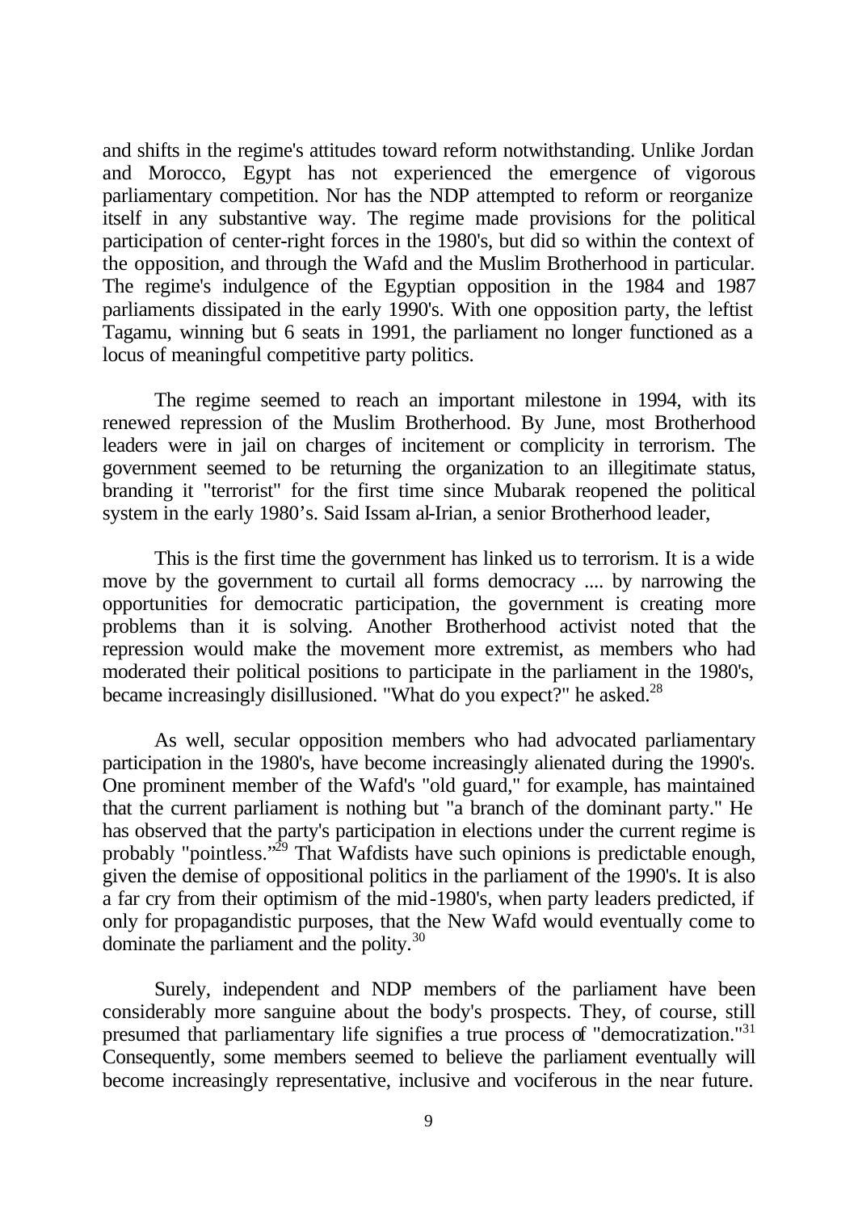and shifts in the regime's attitudes toward reform notwithstanding. Unlike Jordan and Morocco, Egypt has not experienced the emergence of vigorous parliamentary competition. Nor has the NDP attempted to reform or reorganize itself in any substantive way. The regime made provisions for the political participation of center-right forces in the 1980's, but did so within the context of the opposition, and through the Wafd and the Muslim Brotherhood in particular. The regime's indulgence of the Egyptian opposition in the 1984 and 1987 parliaments dissipated in the early 1990's. With one opposition party, the leftist Tagamu, winning but 6 seats in 1991, the parliament no longer functioned as a locus of meaningful competitive party politics.

The regime seemed to reach an important milestone in 1994, with its renewed repression of the Muslim Brotherhood. By June, most Brotherhood leaders were in jail on charges of incitement or complicity in terrorism. The government seemed to be returning the organization to an illegitimate status, branding it "terrorist" for the first time since Mubarak reopened the political system in the early 1980's. Said Issam al-Irian, a senior Brotherhood leader,

This is the first time the government has linked us to terrorism. It is a wide move by the government to curtail all forms democracy .... by narrowing the opportunities for democratic participation, the government is creating more problems than it is solving. Another Brotherhood activist noted that the repression would make the movement more extremist, as members who had moderated their political positions to participate in the parliament in the 1980's, became increasingly disillusioned. "What do you expect?" he asked.[28]

As well, secular opposition members who had advocated parliamentary participation in the 1980's, have become increasingly alienated during the 1990's. One prominent member of the Wafd's "old guard," for example, has maintained that the current parliament is nothing but "a branch of the dominant party." He has observed that the party's participation in elections under the current regime is probably "pointless."[29] That Wafdists have such opinions is predictable enough, given the demise of oppositional politics in the parliament of the 1990's. It is also a far cry from their optimism of the mid-1980's, when party leaders predicted, if only for propagandistic purposes, that the New Wafd would eventually come to dominate the parliament and the polity.[30]

Surely, independent and NDP members of the parliament have been considerably more sanguine about the body's prospects. They, of course, still presumed that parliamentary life signifies a true process of "democratization."[31] Consequently, some members seemed to believe the parliament eventually will become increasingly representative, inclusive and vociferous in the near future.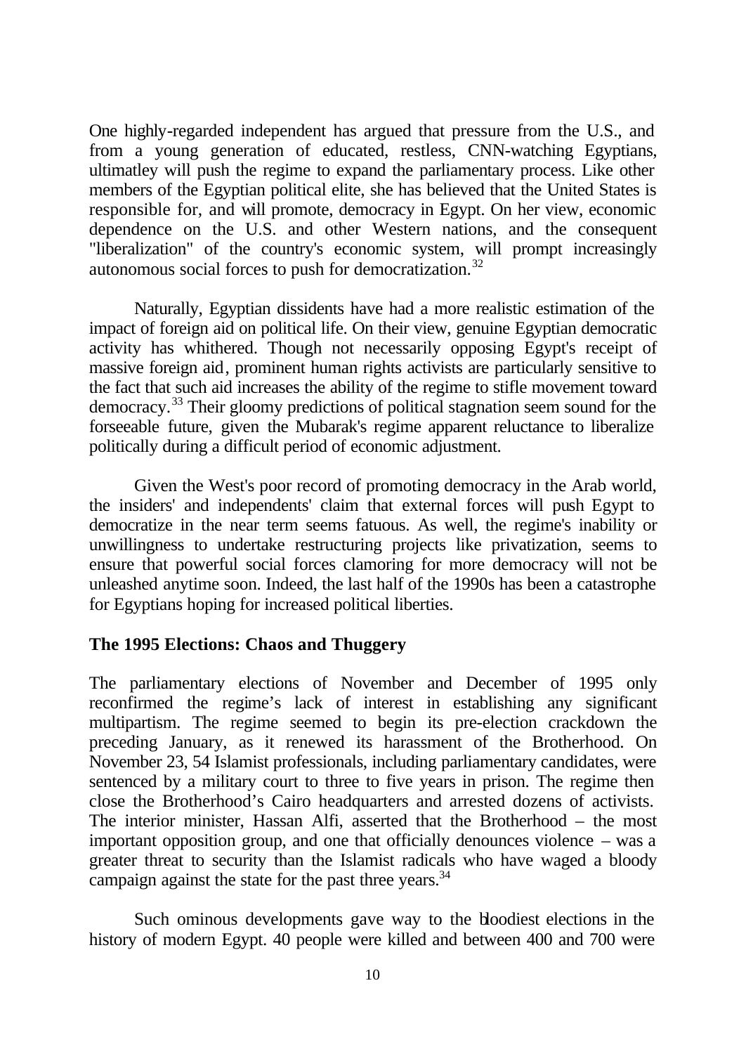One highly-regarded independent has argued that pressure from the U.S., and from a young generation of educated, restless, CNN-watching Egyptians, ultimatley will push the regime to expand the parliamentary process. Like other members of the Egyptian political elite, she has believed that the United States is responsible for, and will promote, democracy in Egypt. On her view, economic dependence on the U.S. and other Western nations, and the consequent "liberalization" of the country's economic system, will prompt increasingly autonomous social forces to push for democratization.[32]

Naturally, Egyptian dissidents have had a more realistic estimation of the impact of foreign aid on political life. On their view, genuine Egyptian democratic activity has whithered. Though not necessarily opposing Egypt's receipt of massive foreign aid, prominent human rights activists are particularly sensitive to the fact that such aid increases the ability of the regime to stifle movement toward democracy.[33] Their gloomy predictions of political stagnation seem sound for the forseeable future, given the Mubarak's regime apparent reluctance to liberalize politically during a difficult period of economic adjustment.

Given the West's poor record of promoting democracy in the Arab world, the insiders' and independents' claim that external forces will push Egypt to democratize in the near term seems fatuous. As well, the regime's inability or unwillingness to undertake restructuring projects like privatization, seems to ensure that powerful social forces clamoring for more democracy will not be unleashed anytime soon. Indeed, the last half of the 1990s has been a catastrophe for Egyptians hoping for increased political liberties.

## The 1995 Elections: Chaos and Thuggery

The parliamentary elections of November and December of 1995 only reconfirmed the regime's lack of interest in establishing any significant multipartism. The regime seemed to begin its pre-election crackdown the preceding January, as it renewed its harassment of the Brotherhood. On November 23, 54 Islamist professionals, including parliamentary candidates, were sentenced by a military court to three to five years in prison. The regime then close the Brotherhood's Cairo headquarters and arrested dozens of activists. The interior minister, Hassan Alfi, asserted that the Brotherhood – the most important opposition group, and one that officially denounces violence – was a greater threat to security than the Islamist radicals who have waged a bloody campaign against the state for the past three years.[34]

Such ominous developments gave way to the bloodiest elections in the history of modern Egypt. 40 people were killed and between 400 and 700 were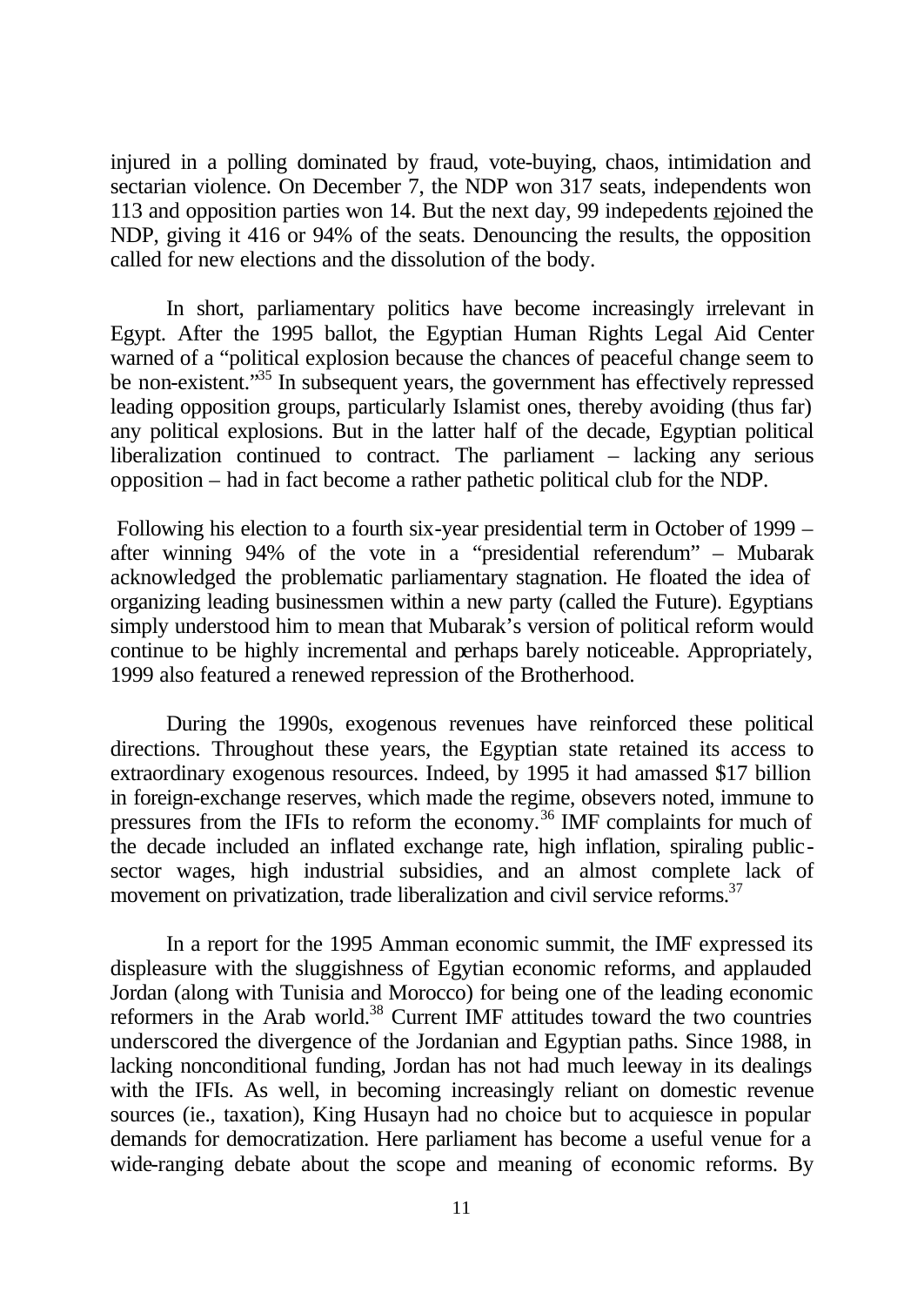injured in a polling dominated by fraud, vote-buying, chaos, intimidation and sectarian violence. On December 7, the NDP won 317 seats, independents won 113 and opposition parties won 14. But the next day, 99 indepedents rejoined the NDP, giving it 416 or 94% of the seats. Denouncing the results, the opposition called for new elections and the dissolution of the body.

In short, parliamentary politics have become increasingly irrelevant in Egypt. After the 1995 ballot, the Egyptian Human Rights Legal Aid Center warned of a "political explosion because the chances of peaceful change seem to be non-existent."[35] In subsequent years, the government has effectively repressed leading opposition groups, particularly Islamist ones, thereby avoiding (thus far) any political explosions. But in the latter half of the decade, Egyptian political liberalization continued to contract. The parliament – lacking any serious opposition – had in fact become a rather pathetic political club for the NDP.

Following his election to a fourth six-year presidential term in October of 1999 – after winning 94% of the vote in a "presidential referendum" – Mubarak acknowledged the problematic parliamentary stagnation. He floated the idea of organizing leading businessmen within a new party (called the Future). Egyptians simply understood him to mean that Mubarak's version of political reform would continue to be highly incremental and perhaps barely noticeable. Appropriately, 1999 also featured a renewed repression of the Brotherhood.

During the 1990s, exogenous revenues have reinforced these political directions. Throughout these years, the Egyptian state retained its access to extraordinary exogenous resources. Indeed, by 1995 it had amassed $17 billion in foreign-exchange reserves, which made the regime, obsevers noted, immune to pressures from the IFIs to reform the economy.[36] IMF complaints for much of the decade included an inflated exchange rate, high inflation, spiraling public-sector wages, high industrial subsidies, and an almost complete lack of movement on privatization, trade liberalization and civil service reforms.[37]

In a report for the 1995 Amman economic summit, the IMF expressed its displeasure with the sluggishness of Egytian economic reforms, and applauded Jordan (along with Tunisia and Morocco) for being one of the leading economic reformers in the Arab world.[38] Current IMF attitudes toward the two countries underscored the divergence of the Jordanian and Egyptian paths. Since 1988, in lacking nonconditional funding, Jordan has not had much leeway in its dealings with the IFIs. As well, in becoming increasingly reliant on domestic revenue sources (ie., taxation), King Husayn had no choice but to acquiesce in popular demands for democratization. Here parliament has become a useful venue for a wide-ranging debate about the scope and meaning of economic reforms. By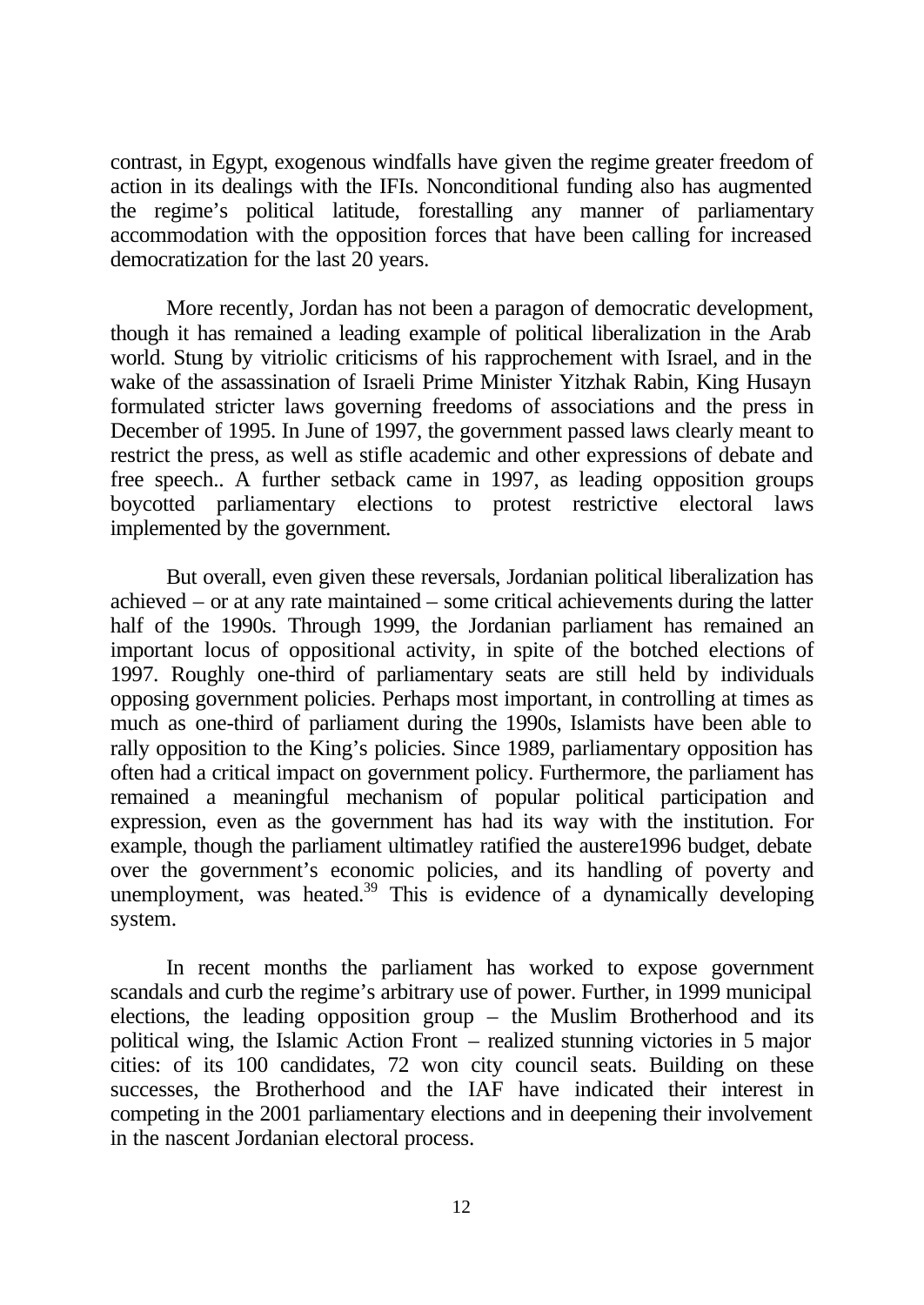contrast, in Egypt, exogenous windfalls have given the regime greater freedom of action in its dealings with the IFIs. Nonconditional funding also has augmented the regime's political latitude, forestalling any manner of parliamentary accommodation with the opposition forces that have been calling for increased democratization for the last 20 years.

More recently, Jordan has not been a paragon of democratic development, though it has remained a leading example of political liberalization in the Arab world. Stung by vitriolic criticisms of his rapprochement with Israel, and in the wake of the assassination of Israeli Prime Minister Yitzhak Rabin, King Husayn formulated stricter laws governing freedoms of associations and the press in December of 1995. In June of 1997, the government passed laws clearly meant to restrict the press, as well as stifle academic and other expressions of debate and free speech.. A further setback came in 1997, as leading opposition groups boycotted parliamentary elections to protest restrictive electoral laws implemented by the government.

But overall, even given these reversals, Jordanian political liberalization has achieved – or at any rate maintained – some critical achievements during the latter half of the 1990s. Through 1999, the Jordanian parliament has remained an important locus of oppositional activity, in spite of the botched elections of 1997. Roughly one-third of parliamentary seats are still held by individuals opposing government policies. Perhaps most important, in controlling at times as much as one-third of parliament during the 1990s, Islamists have been able to rally opposition to the King's policies. Since 1989, parliamentary opposition has often had a critical impact on government policy. Furthermore, the parliament has remained a meaningful mechanism of popular political participation and expression, even as the government has had its way with the institution. For example, though the parliament ultimatley ratified the austere1996 budget, debate over the government's economic policies, and its handling of poverty and unemployment, was heated.[39] This is evidence of a dynamically developing system.

In recent months the parliament has worked to expose government scandals and curb the regime's arbitrary use of power. Further, in 1999 municipal elections, the leading opposition group – the Muslim Brotherhood and its political wing, the Islamic Action Front – realized stunning victories in 5 major cities: of its 100 candidates, 72 won city council seats. Building on these successes, the Brotherhood and the IAF have indicated their interest in competing in the 2001 parliamentary elections and in deepening their involvement in the nascent Jordanian electoral process.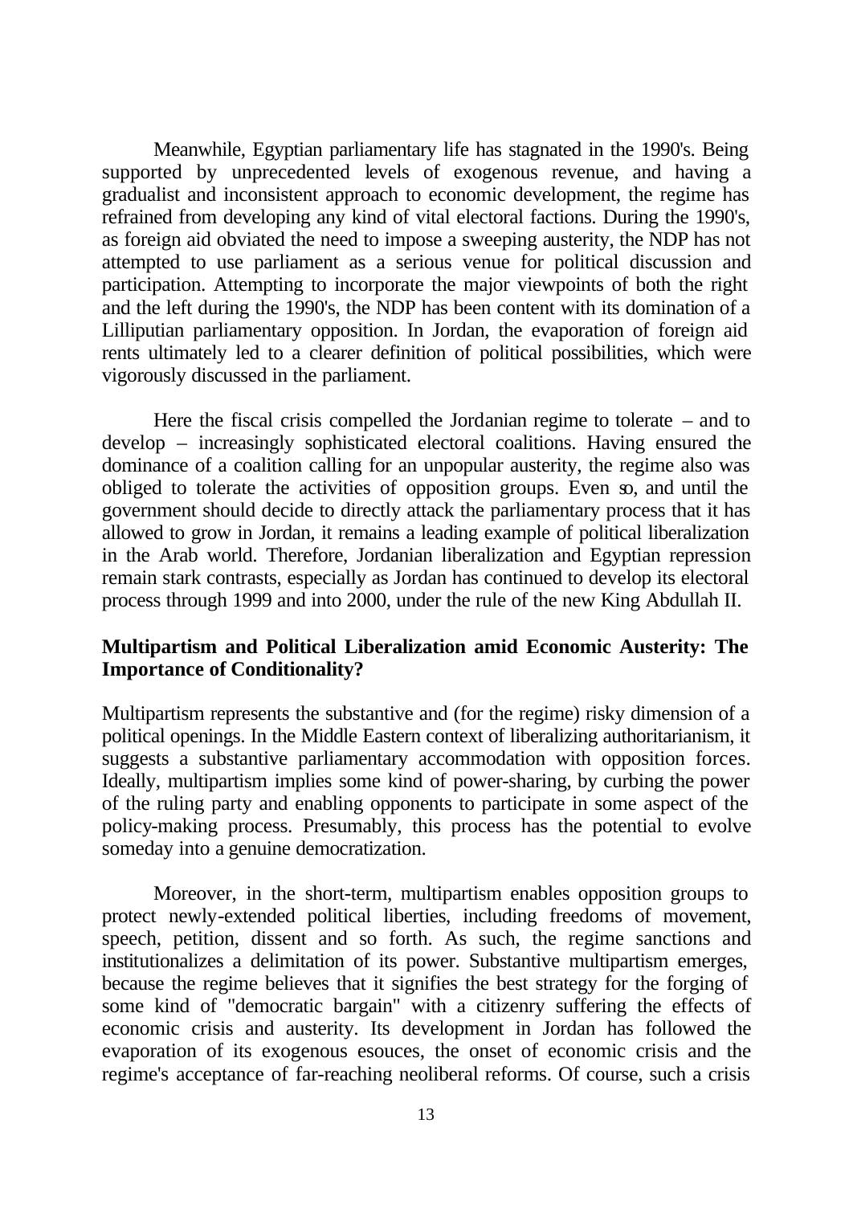Meanwhile, Egyptian parliamentary life has stagnated in the 1990's. Being supported by unprecedented levels of exogenous revenue, and having a gradualist and inconsistent approach to economic development, the regime has refrained from developing any kind of vital electoral factions. During the 1990's, as foreign aid obviated the need to impose a sweeping austerity, the NDP has not attempted to use parliament as a serious venue for political discussion and participation. Attempting to incorporate the major viewpoints of both the right and the left during the 1990's, the NDP has been content with its domination of a Lilliputian parliamentary opposition. In Jordan, the evaporation of foreign aid rents ultimately led to a clearer definition of political possibilities, which were vigorously discussed in the parliament.

Here the fiscal crisis compelled the Jordanian regime to tolerate – and to develop – increasingly sophisticated electoral coalitions. Having ensured the dominance of a coalition calling for an unpopular austerity, the regime also was obliged to tolerate the activities of opposition groups. Even so, and until the government should decide to directly attack the parliamentary process that it has allowed to grow in Jordan, it remains a leading example of political liberalization in the Arab world. Therefore, Jordanian liberalization and Egyptian repression remain stark contrasts, especially as Jordan has continued to develop its electoral process through 1999 and into 2000, under the rule of the new King Abdullah II.

**Multipartism and Political Liberalization amid Economic Austerity: The Importance of Conditionality?**

Multipartism represents the substantive and (for the regime) risky dimension of a political openings. In the Middle Eastern context of liberalizing authoritarianism, it suggests a substantive parliamentary accommodation with opposition forces. Ideally, multipartism implies some kind of power-sharing, by curbing the power of the ruling party and enabling opponents to participate in some aspect of the policy-making process. Presumably, this process has the potential to evolve someday into a genuine democratization.

Moreover, in the short-term, multipartism enables opposition groups to protect newly-extended political liberties, including freedoms of movement, speech, petition, dissent and so forth. As such, the regime sanctions and institutionalizes a delimitation of its power. Substantive multipartism emerges, because the regime believes that it signifies the best strategy for the forging of some kind of "democratic bargain" with a citizenry suffering the effects of economic crisis and austerity. Its development in Jordan has followed the evaporation of its exogenous esouces, the onset of economic crisis and the regime's acceptance of far-reaching neoliberal reforms. Of course, such a crisis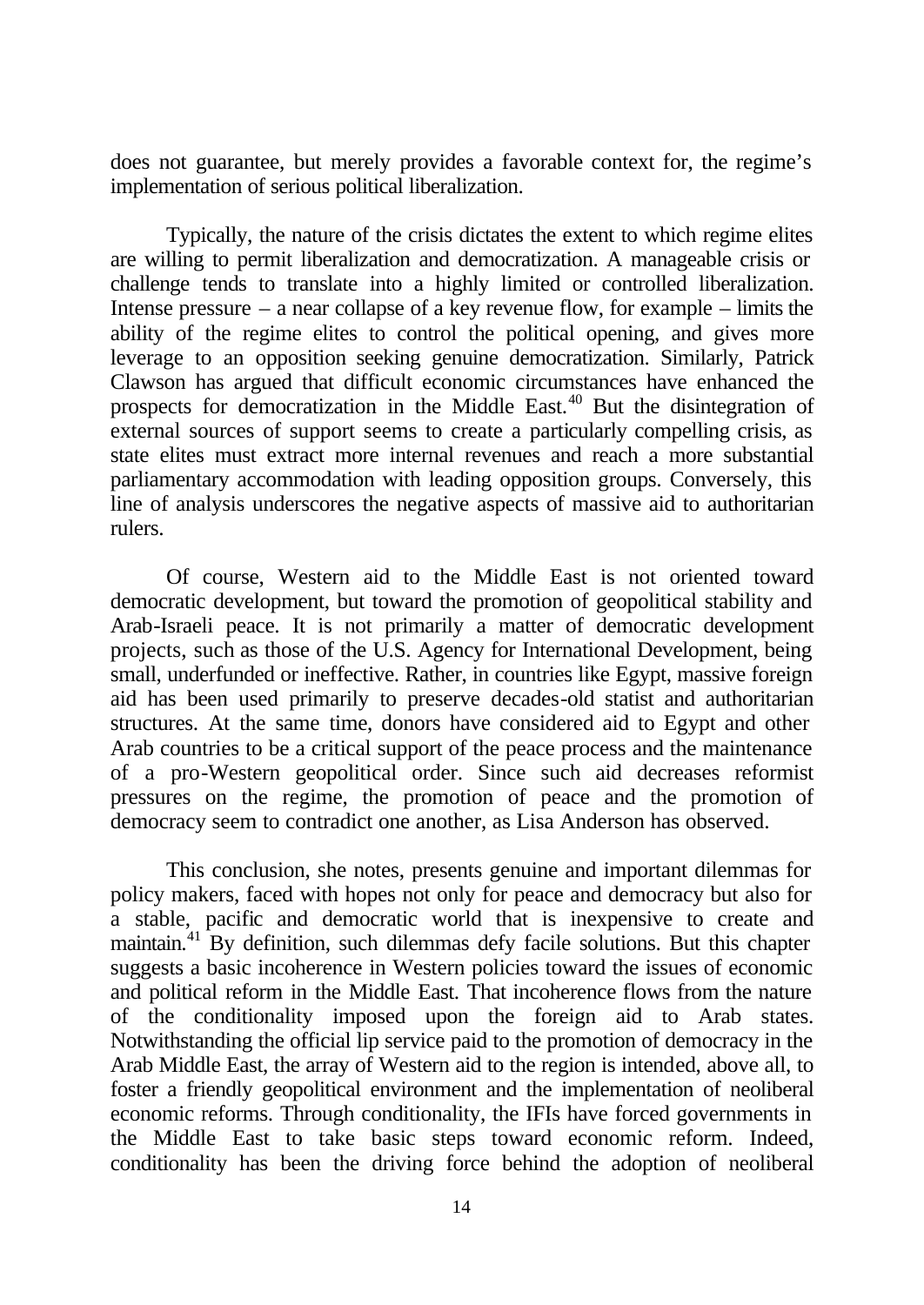does not guarantee, but merely provides a favorable context for, the regime's implementation of serious political liberalization.

Typically, the nature of the crisis dictates the extent to which regime elites are willing to permit liberalization and democratization. A manageable crisis or challenge tends to translate into a highly limited or controlled liberalization. Intense pressure – a near collapse of a key revenue flow, for example – limits the ability of the regime elites to control the political opening, and gives more leverage to an opposition seeking genuine democratization. Similarly, Patrick Clawson has argued that difficult economic circumstances have enhanced the prospects for democratization in the Middle East.[40] But the disintegration of external sources of support seems to create a particularly compelling crisis, as state elites must extract more internal revenues and reach a more substantial parliamentary accommodation with leading opposition groups. Conversely, this line of analysis underscores the negative aspects of massive aid to authoritarian rulers.

Of course, Western aid to the Middle East is not oriented toward democratic development, but toward the promotion of geopolitical stability and Arab-Israeli peace. It is not primarily a matter of democratic development projects, such as those of the U.S. Agency for International Development, being small, underfunded or ineffective. Rather, in countries like Egypt, massive foreign aid has been used primarily to preserve decades-old statist and authoritarian structures. At the same time, donors have considered aid to Egypt and other Arab countries to be a critical support of the peace process and the maintenance of a pro-Western geopolitical order. Since such aid decreases reformist pressures on the regime, the promotion of peace and the promotion of democracy seem to contradict one another, as Lisa Anderson has observed.

This conclusion, she notes, presents genuine and important dilemmas for policy makers, faced with hopes not only for peace and democracy but also for a stable, pacific and democratic world that is inexpensive to create and maintain.[41] By definition, such dilemmas defy facile solutions. But this chapter suggests a basic incoherence in Western policies toward the issues of economic and political reform in the Middle East. That incoherence flows from the nature of the conditionality imposed upon the foreign aid to Arab states. Notwithstanding the official lip service paid to the promotion of democracy in the Arab Middle East, the array of Western aid to the region is intended, above all, to foster a friendly geopolitical environment and the implementation of neoliberal economic reforms. Through conditionality, the IFIs have forced governments in the Middle East to take basic steps toward economic reform. Indeed, conditionality has been the driving force behind the adoption of neoliberal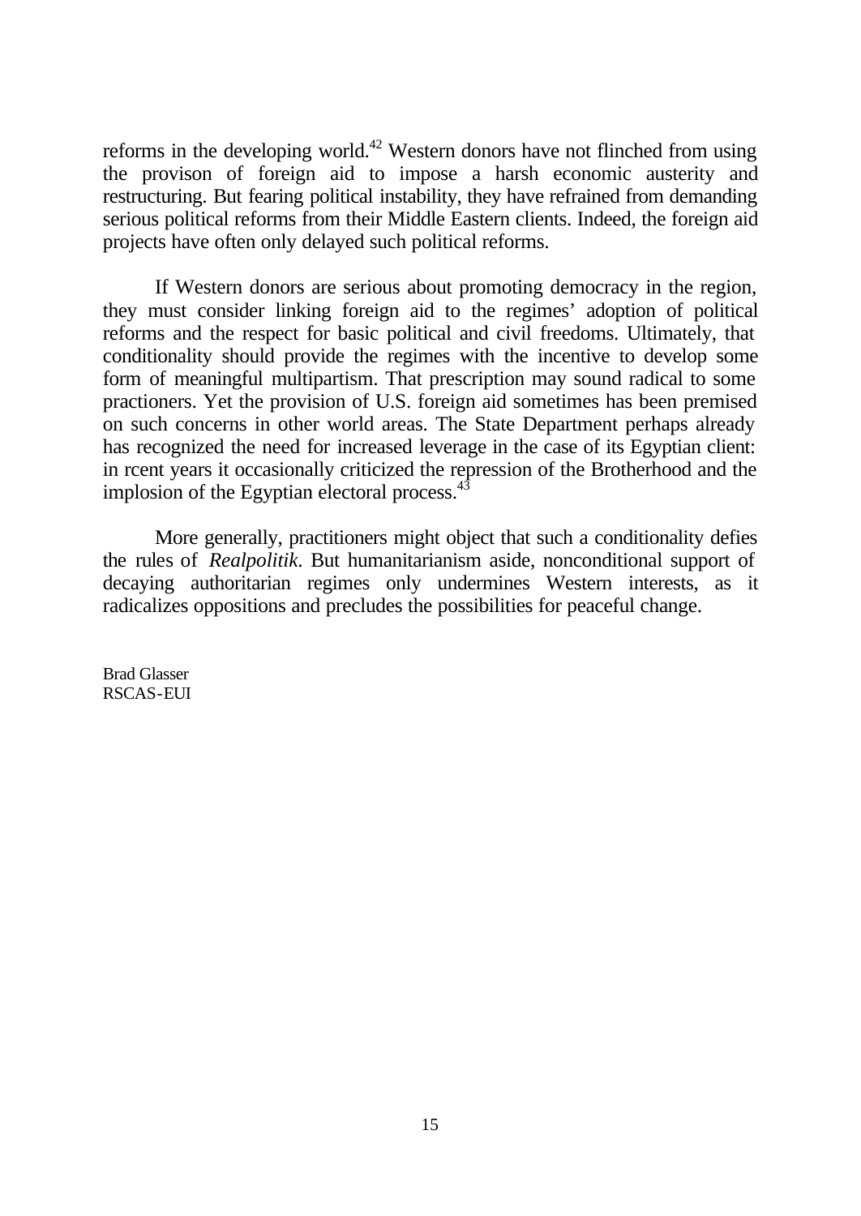reforms in the developing world.[42] Western donors have not flinched from using the provison of foreign aid to impose a harsh economic austerity and restructuring. But fearing political instability, they have refrained from demanding serious political reforms from their Middle Eastern clients. Indeed, the foreign aid projects have often only delayed such political reforms.

If Western donors are serious about promoting democracy in the region, they must consider linking foreign aid to the regimes' adoption of political reforms and the respect for basic political and civil freedoms. Ultimately, that conditionality should provide the regimes with the incentive to develop some form of meaningful multipartism. That prescription may sound radical to some practioners. Yet the provision of U.S. foreign aid sometimes has been premised on such concerns in other world areas. The State Department perhaps already has recognized the need for increased leverage in the case of its Egyptian client: in rcent years it occasionally criticized the repression of the Brotherhood and the implosion of the Egyptian electoral process.[43]

More generally, practitioners might object that such a conditionality defies the rules of *Realpolitik*. But humanitarianism aside, nonconditional support of decaying authoritarian regimes only undermines Western interests, as it radicalizes oppositions and precludes the possibilities for peaceful change.

Brad Glasser
RSCAS-EUI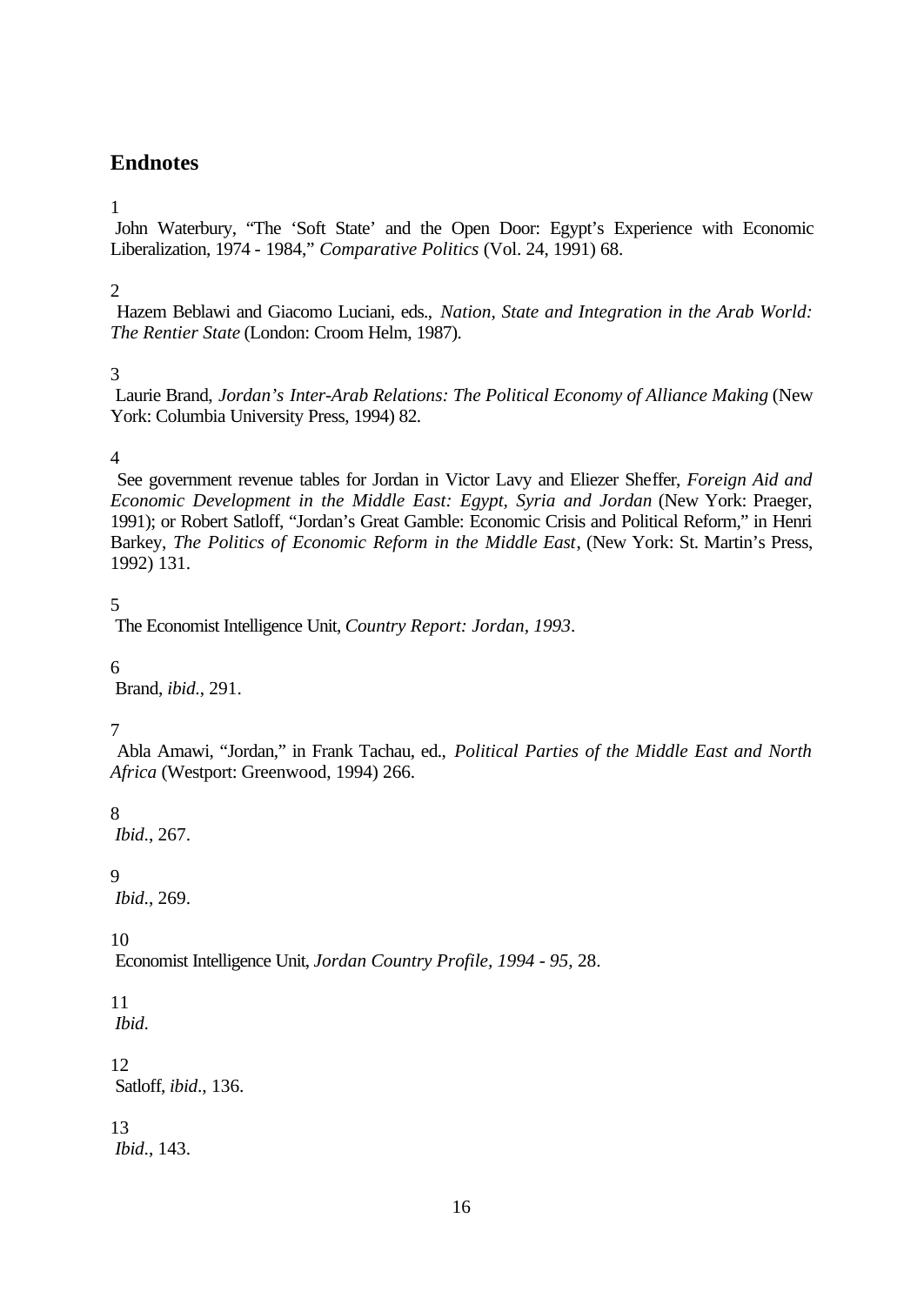## Endnotes

1
John Waterbury, "The 'Soft State' and the Open Door: Egypt's Experience with Economic Liberalization, 1974 - 1984," *Comparative Politics* (Vol. 24, 1991) 68.

2
Hazem Beblawi and Giacomo Luciani, eds., *Nation, State and Integration in the Arab World: The Rentier State* (London: Croom Helm, 1987).

3
Laurie Brand, *Jordan's Inter-Arab Relations: The Political Economy of Alliance Making* (New York: Columbia University Press, 1994) 82.

4
See government revenue tables for Jordan in Victor Lavy and Eliezer Sheffer, *Foreign Aid and Economic Development in the Middle East: Egypt, Syria and Jordan* (New York: Praeger, 1991); or Robert Satloff, "Jordan's Great Gamble: Economic Crisis and Political Reform," in Henri Barkey, *The Politics of Economic Reform in the Middle East*, (New York: St. Martin's Press, 1992) 131.

5
The Economist Intelligence Unit, *Country Report: Jordan, 1993*.

6
Brand, *ibid.*, 291.

7
Abla Amawi, "Jordan," in Frank Tachau, ed., *Political Parties of the Middle East and North Africa* (Westport: Greenwood, 1994) 266.

8
*Ibid.*, 267.

9
*Ibid.*, 269.

10
Economist Intelligence Unit, *Jordan Country Profile, 1994 - 95*, 28.

11
*Ibid.*

12
Satloff, *ibid.*, 136.

13
*Ibid.*, 143.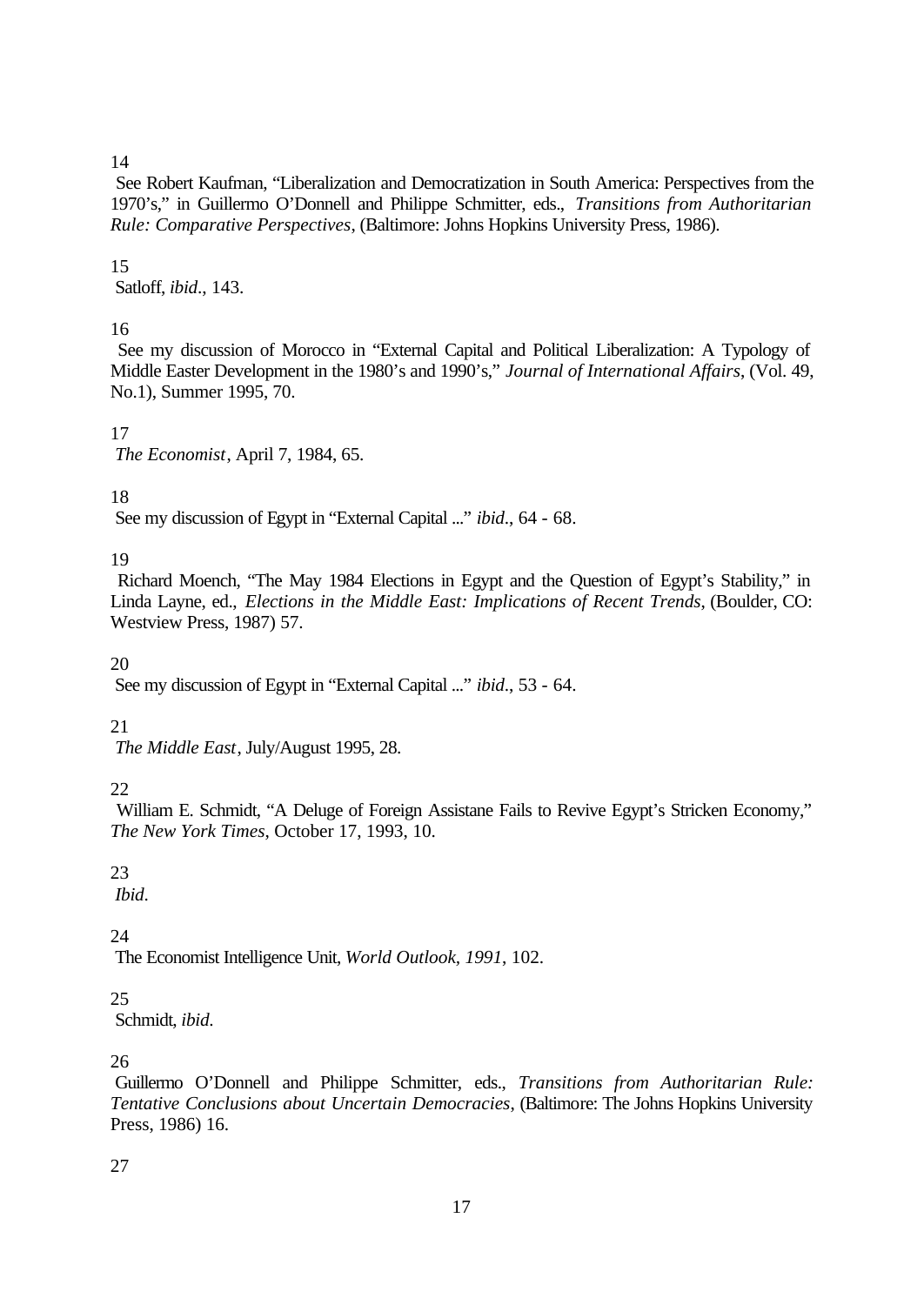14

See Robert Kaufman, "Liberalization and Democratization in South America: Perspectives from the 1970's," in Guillermo O'Donnell and Philippe Schmitter, eds., *Transitions from Authoritarian Rule: Comparative Perspectives*, (Baltimore: Johns Hopkins University Press, 1986).

15

Satloff, *ibid*., 143.

16

See my discussion of Morocco in "External Capital and Political Liberalization: A Typology of Middle Easter Development in the 1980's and 1990's," *Journal of International Affairs*, (Vol. 49, No.1), Summer 1995, 70.

17

*The Economist*, April 7, 1984, 65.

18

See my discussion of Egypt in "External Capital ..." *ibid*., 64 - 68.

19

Richard Moench, "The May 1984 Elections in Egypt and the Question of Egypt's Stability," in Linda Layne, ed., *Elections in the Middle East: Implications of Recent Trends*, (Boulder, CO: Westview Press, 1987) 57.

20

See my discussion of Egypt in "External Capital ..." *ibid*., 53 - 64.

21

*The Middle East*, July/August 1995, 28.

22

William E. Schmidt, "A Deluge of Foreign Assistane Fails to Revive Egypt's Stricken Economy," *The New York Times*, October 17, 1993, 10.

23

*Ibid*.

24

The Economist Intelligence Unit, *World Outlook, 1991*, 102.

25

Schmidt, *ibid*.

26

Guillermo O'Donnell and Philippe Schmitter, eds., *Transitions from Authoritarian Rule: Tentative Conclusions about Uncertain Democracies*, (Baltimore: The Johns Hopkins University Press, 1986) 16.

27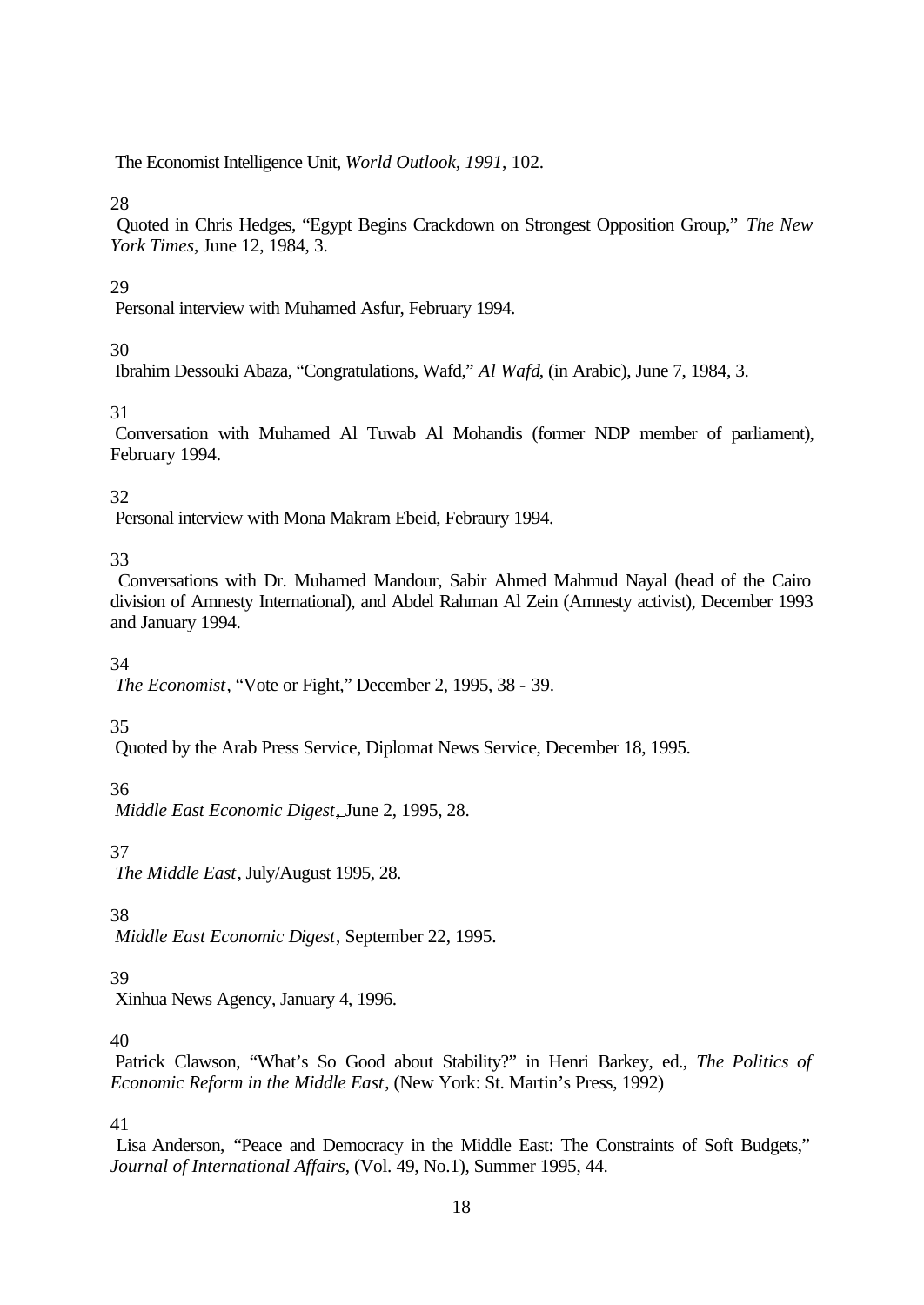The Economist Intelligence Unit, *World Outlook, 1991*, 102.

28

Quoted in Chris Hedges, "Egypt Begins Crackdown on Strongest Opposition Group," *The New York Times*, June 12, 1984, 3.

29

Personal interview with Muhamed Asfur, February 1994.

30

Ibrahim Dessouki Abaza, "Congratulations, Wafd," *Al Wafd*, (in Arabic), June 7, 1984, 3.

31

Conversation with Muhamed Al Tuwab Al Mohandis (former NDP member of parliament), February 1994.

32

Personal interview with Mona Makram Ebeid, Febraury 1994.

33

Conversations with Dr. Muhamed Mandour, Sabir Ahmed Mahmud Nayal (head of the Cairo division of Amnesty International), and Abdel Rahman Al Zein (Amnesty activist), December 1993 and January 1994.

34

*The Economist*, "Vote or Fight," December 2, 1995, 38 - 39.

35

Quoted by the Arab Press Service, Diplomat News Service, December 18, 1995.

36

*Middle East Economic Digest*, June 2, 1995, 28.

37

*The Middle East*, July/August 1995, 28.

38

*Middle East Economic Digest*, September 22, 1995.

39

Xinhua News Agency, January 4, 1996.

40

Patrick Clawson, "What's So Good about Stability?" in Henri Barkey, ed., *The Politics of Economic Reform in the Middle East*, (New York: St. Martin's Press, 1992)

41

Lisa Anderson, "Peace and Democracy in the Middle East: The Constraints of Soft Budgets," *Journal of International Affairs*, (Vol. 49, No.1), Summer 1995, 44.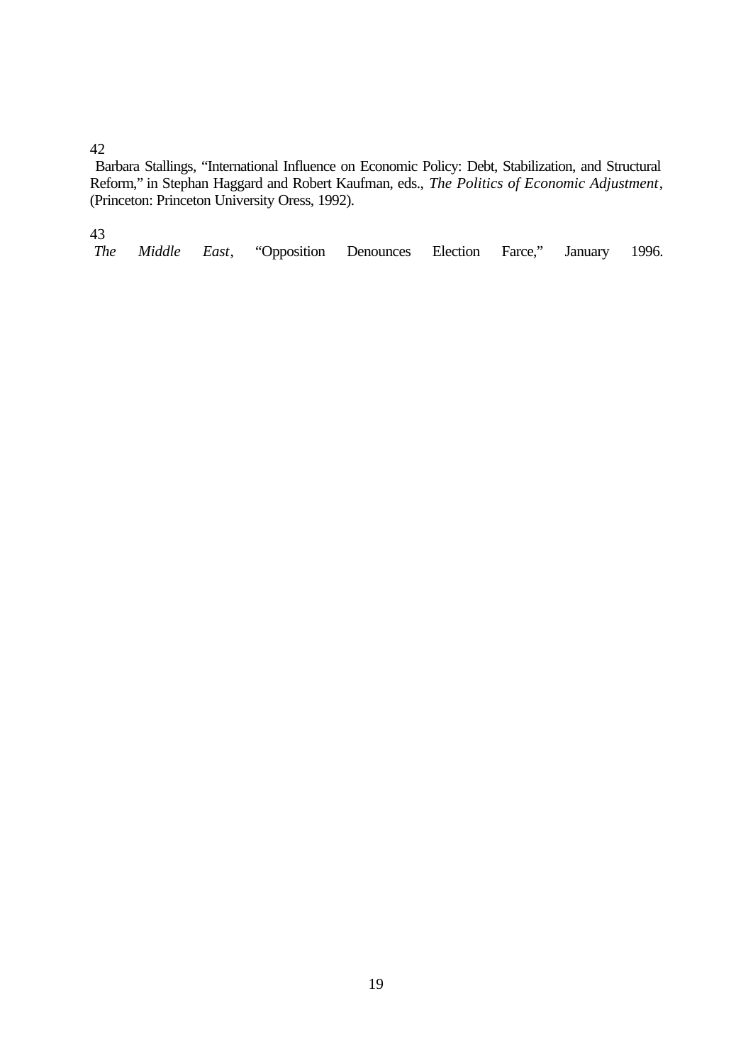[42] Barbara Stallings, "International Influence on Economic Policy: Debt, Stabilization, and Structural Reform," in Stephan Haggard and Robert Kaufman, eds., *The Politics of Economic Adjustment*, (Princeton: Princeton University Oress, 1992).

[43] *The Middle East*, "Opposition Denounces Election Farce," January 1996.